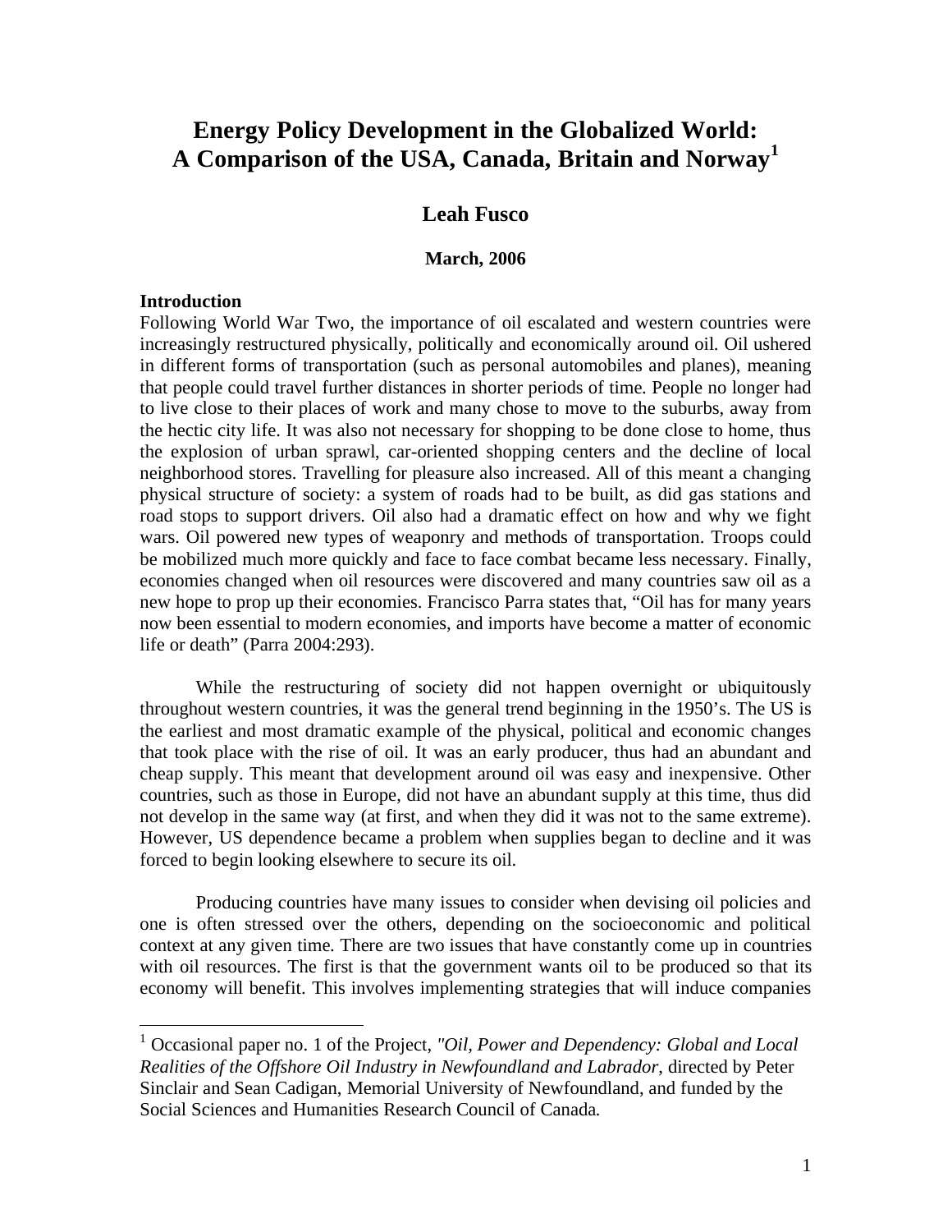# Energy Policy Development in the Globalized World: A Comparison of the USA, Canada, Britain and Norway[1]

**Leah Fusco**

**March, 2006**

## Introduction

Following World War Two, the importance of oil escalated and western countries were increasingly restructured physically, politically and economically around oil. Oil ushered in different forms of transportation (such as personal automobiles and planes), meaning that people could travel further distances in shorter periods of time. People no longer had to live close to their places of work and many chose to move to the suburbs, away from the hectic city life. It was also not necessary for shopping to be done close to home, thus the explosion of urban sprawl, car-oriented shopping centers and the decline of local neighborhood stores. Travelling for pleasure also increased. All of this meant a changing physical structure of society: a system of roads had to be built, as did gas stations and road stops to support drivers. Oil also had a dramatic effect on how and why we fight wars. Oil powered new types of weaponry and methods of transportation. Troops could be mobilized much more quickly and face to face combat became less necessary. Finally, economies changed when oil resources were discovered and many countries saw oil as a new hope to prop up their economies. Francisco Parra states that, "Oil has for many years now been essential to modern economies, and imports have become a matter of economic life or death" (Parra 2004:293).

While the restructuring of society did not happen overnight or ubiquitously throughout western countries, it was the general trend beginning in the 1950's. The US is the earliest and most dramatic example of the physical, political and economic changes that took place with the rise of oil. It was an early producer, thus had an abundant and cheap supply. This meant that development around oil was easy and inexpensive. Other countries, such as those in Europe, did not have an abundant supply at this time, thus did not develop in the same way (at first, and when they did it was not to the same extreme). However, US dependence became a problem when supplies began to decline and it was forced to begin looking elsewhere to secure its oil.

Producing countries have many issues to consider when devising oil policies and one is often stressed over the others, depending on the socioeconomic and political context at any given time. There are two issues that have constantly come up in countries with oil resources. The first is that the government wants oil to be produced so that its economy will benefit. This involves implementing strategies that will induce companies

---

[1] Occasional paper no. 1 of the Project, *"Oil, Power and Dependency: Global and Local Realities of the Offshore Oil Industry in Newfoundland and Labrador*, directed by Peter Sinclair and Sean Cadigan, Memorial University of Newfoundland, and funded by the Social Sciences and Humanities Research Council of Canada.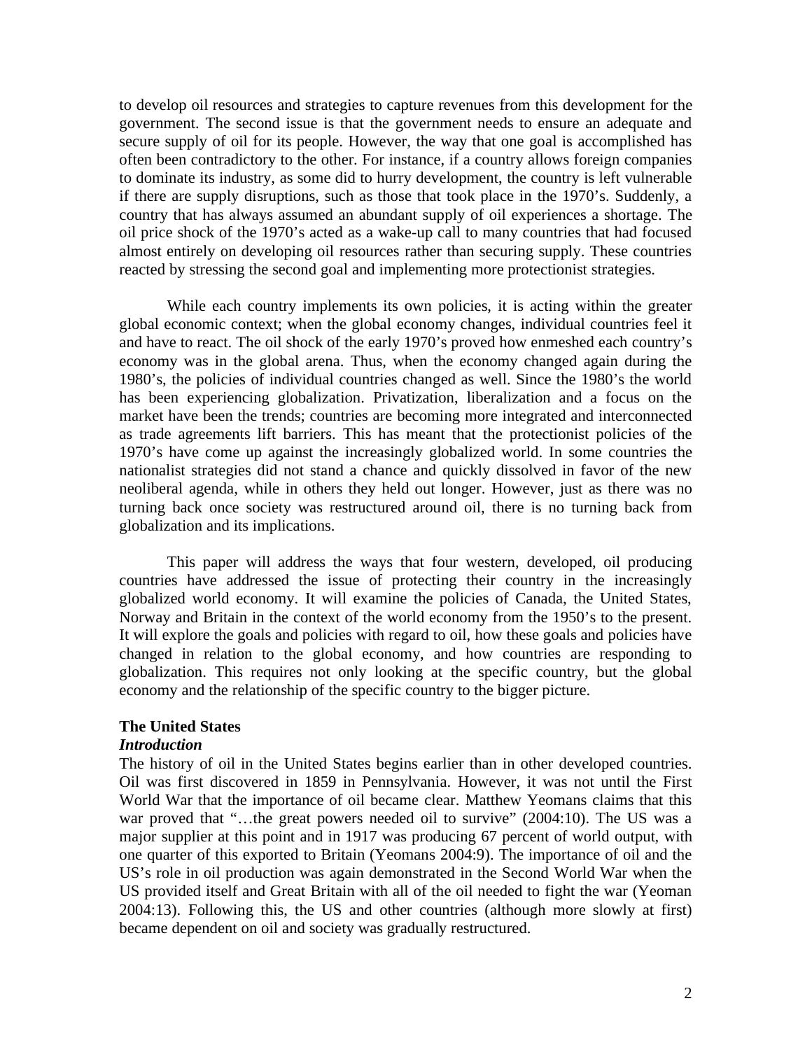to develop oil resources and strategies to capture revenues from this development for the government. The second issue is that the government needs to ensure an adequate and secure supply of oil for its people. However, the way that one goal is accomplished has often been contradictory to the other. For instance, if a country allows foreign companies to dominate its industry, as some did to hurry development, the country is left vulnerable if there are supply disruptions, such as those that took place in the 1970's. Suddenly, a country that has always assumed an abundant supply of oil experiences a shortage. The oil price shock of the 1970's acted as a wake-up call to many countries that had focused almost entirely on developing oil resources rather than securing supply. These countries reacted by stressing the second goal and implementing more protectionist strategies.

While each country implements its own policies, it is acting within the greater global economic context; when the global economy changes, individual countries feel it and have to react. The oil shock of the early 1970's proved how enmeshed each country's economy was in the global arena. Thus, when the economy changed again during the 1980's, the policies of individual countries changed as well. Since the 1980's the world has been experiencing globalization. Privatization, liberalization and a focus on the market have been the trends; countries are becoming more integrated and interconnected as trade agreements lift barriers. This has meant that the protectionist policies of the 1970's have come up against the increasingly globalized world. In some countries the nationalist strategies did not stand a chance and quickly dissolved in favor of the new neoliberal agenda, while in others they held out longer. However, just as there was no turning back once society was restructured around oil, there is no turning back from globalization and its implications.

This paper will address the ways that four western, developed, oil producing countries have addressed the issue of protecting their country in the increasingly globalized world economy. It will examine the policies of Canada, the United States, Norway and Britain in the context of the world economy from the 1950's to the present. It will explore the goals and policies with regard to oil, how these goals and policies have changed in relation to the global economy, and how countries are responding to globalization. This requires not only looking at the specific country, but the global economy and the relationship of the specific country to the bigger picture.

## The United States

### *Introduction*

The history of oil in the United States begins earlier than in other developed countries. Oil was first discovered in 1859 in Pennsylvania. However, it was not until the First World War that the importance of oil became clear. Matthew Yeomans claims that this war proved that "…the great powers needed oil to survive" (2004:10). The US was a major supplier at this point and in 1917 was producing 67 percent of world output, with one quarter of this exported to Britain (Yeomans 2004:9). The importance of oil and the US's role in oil production was again demonstrated in the Second World War when the US provided itself and Great Britain with all of the oil needed to fight the war (Yeoman 2004:13). Following this, the US and other countries (although more slowly at first) became dependent on oil and society was gradually restructured.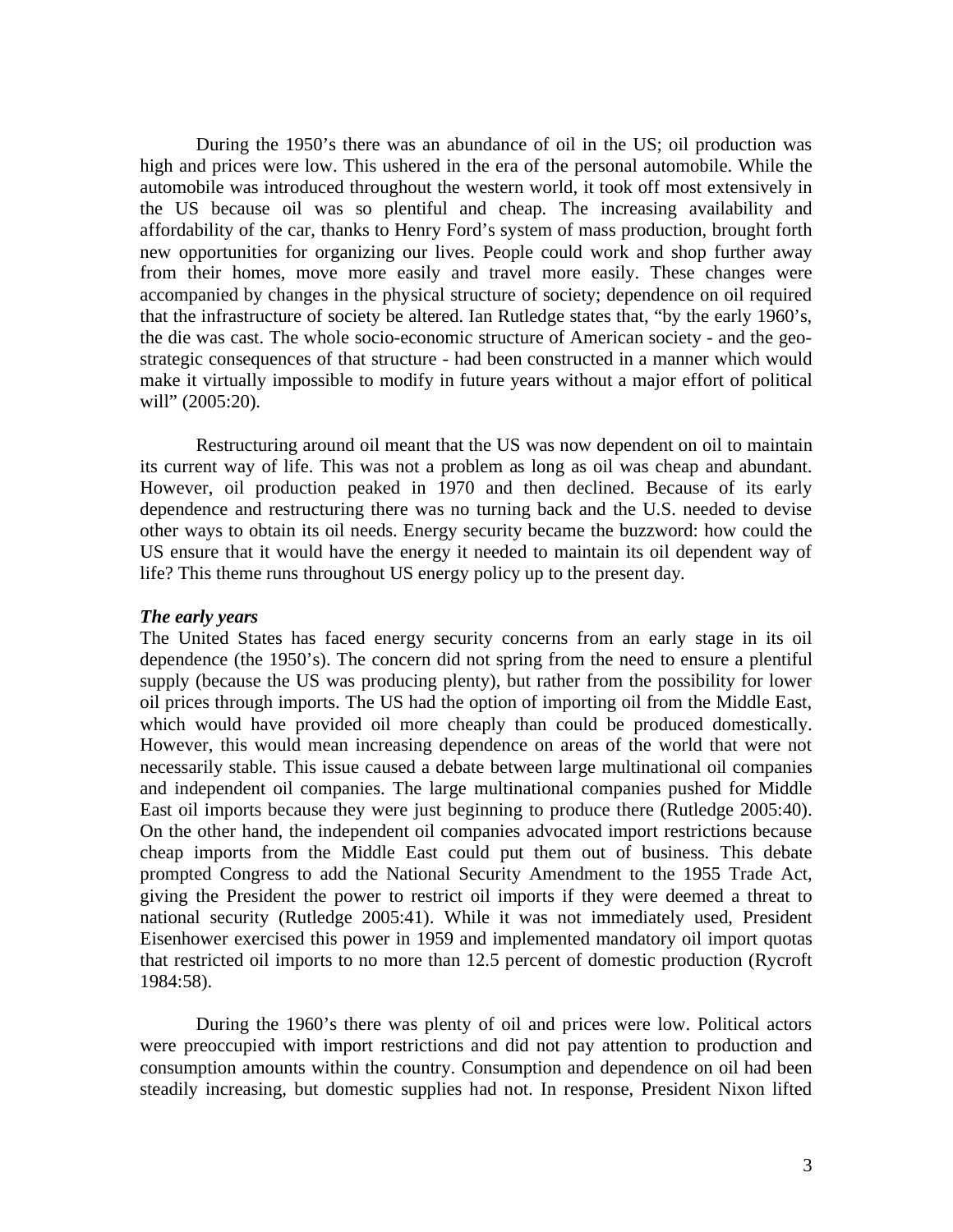During the 1950's there was an abundance of oil in the US; oil production was high and prices were low. This ushered in the era of the personal automobile. While the automobile was introduced throughout the western world, it took off most extensively in the US because oil was so plentiful and cheap. The increasing availability and affordability of the car, thanks to Henry Ford's system of mass production, brought forth new opportunities for organizing our lives. People could work and shop further away from their homes, move more easily and travel more easily. These changes were accompanied by changes in the physical structure of society; dependence on oil required that the infrastructure of society be altered. Ian Rutledge states that, "by the early 1960's, the die was cast. The whole socio-economic structure of American society - and the geo-strategic consequences of that structure - had been constructed in a manner which would make it virtually impossible to modify in future years without a major effort of political will" (2005:20).

Restructuring around oil meant that the US was now dependent on oil to maintain its current way of life. This was not a problem as long as oil was cheap and abundant. However, oil production peaked in 1970 and then declined. Because of its early dependence and restructuring there was no turning back and the U.S. needed to devise other ways to obtain its oil needs. Energy security became the buzzword: how could the US ensure that it would have the energy it needed to maintain its oil dependent way of life? This theme runs throughout US energy policy up to the present day.

### *The early years*

The United States has faced energy security concerns from an early stage in its oil dependence (the 1950's). The concern did not spring from the need to ensure a plentiful supply (because the US was producing plenty), but rather from the possibility for lower oil prices through imports. The US had the option of importing oil from the Middle East, which would have provided oil more cheaply than could be produced domestically. However, this would mean increasing dependence on areas of the world that were not necessarily stable. This issue caused a debate between large multinational oil companies and independent oil companies. The large multinational companies pushed for Middle East oil imports because they were just beginning to produce there (Rutledge 2005:40). On the other hand, the independent oil companies advocated import restrictions because cheap imports from the Middle East could put them out of business. This debate prompted Congress to add the National Security Amendment to the 1955 Trade Act, giving the President the power to restrict oil imports if they were deemed a threat to national security (Rutledge 2005:41). While it was not immediately used, President Eisenhower exercised this power in 1959 and implemented mandatory oil import quotas that restricted oil imports to no more than 12.5 percent of domestic production (Rycroft 1984:58).

During the 1960's there was plenty of oil and prices were low. Political actors were preoccupied with import restrictions and did not pay attention to production and consumption amounts within the country. Consumption and dependence on oil had been steadily increasing, but domestic supplies had not. In response, President Nixon lifted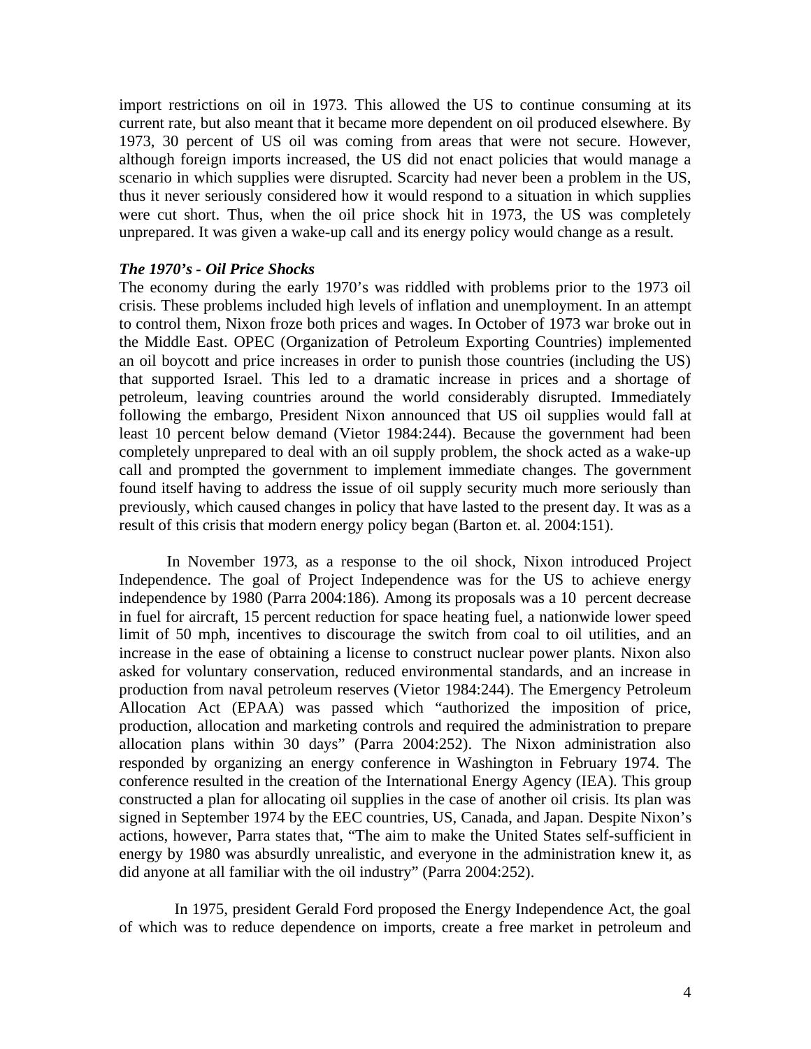import restrictions on oil in 1973. This allowed the US to continue consuming at its current rate, but also meant that it became more dependent on oil produced elsewhere. By 1973, 30 percent of US oil was coming from areas that were not secure. However, although foreign imports increased, the US did not enact policies that would manage a scenario in which supplies were disrupted. Scarcity had never been a problem in the US, thus it never seriously considered how it would respond to a situation in which supplies were cut short. Thus, when the oil price shock hit in 1973, the US was completely unprepared. It was given a wake-up call and its energy policy would change as a result.

***The 1970's - Oil Price Shocks***

The economy during the early 1970's was riddled with problems prior to the 1973 oil crisis. These problems included high levels of inflation and unemployment. In an attempt to control them, Nixon froze both prices and wages. In October of 1973 war broke out in the Middle East. OPEC (Organization of Petroleum Exporting Countries) implemented an oil boycott and price increases in order to punish those countries (including the US) that supported Israel. This led to a dramatic increase in prices and a shortage of petroleum, leaving countries around the world considerably disrupted. Immediately following the embargo, President Nixon announced that US oil supplies would fall at least 10 percent below demand (Vietor 1984:244). Because the government had been completely unprepared to deal with an oil supply problem, the shock acted as a wake-up call and prompted the government to implement immediate changes. The government found itself having to address the issue of oil supply security much more seriously than previously, which caused changes in policy that have lasted to the present day. It was as a result of this crisis that modern energy policy began (Barton et. al. 2004:151).

In November 1973, as a response to the oil shock, Nixon introduced Project Independence. The goal of Project Independence was for the US to achieve energy independence by 1980 (Parra 2004:186). Among its proposals was a 10 percent decrease in fuel for aircraft, 15 percent reduction for space heating fuel, a nationwide lower speed limit of 50 mph, incentives to discourage the switch from coal to oil utilities, and an increase in the ease of obtaining a license to construct nuclear power plants. Nixon also asked for voluntary conservation, reduced environmental standards, and an increase in production from naval petroleum reserves (Vietor 1984:244). The Emergency Petroleum Allocation Act (EPAA) was passed which "authorized the imposition of price, production, allocation and marketing controls and required the administration to prepare allocation plans within 30 days" (Parra 2004:252). The Nixon administration also responded by organizing an energy conference in Washington in February 1974. The conference resulted in the creation of the International Energy Agency (IEA). This group constructed a plan for allocating oil supplies in the case of another oil crisis. Its plan was signed in September 1974 by the EEC countries, US, Canada, and Japan. Despite Nixon's actions, however, Parra states that, "The aim to make the United States self-sufficient in energy by 1980 was absurdly unrealistic, and everyone in the administration knew it, as did anyone at all familiar with the oil industry" (Parra 2004:252).

In 1975, president Gerald Ford proposed the Energy Independence Act, the goal of which was to reduce dependence on imports, create a free market in petroleum and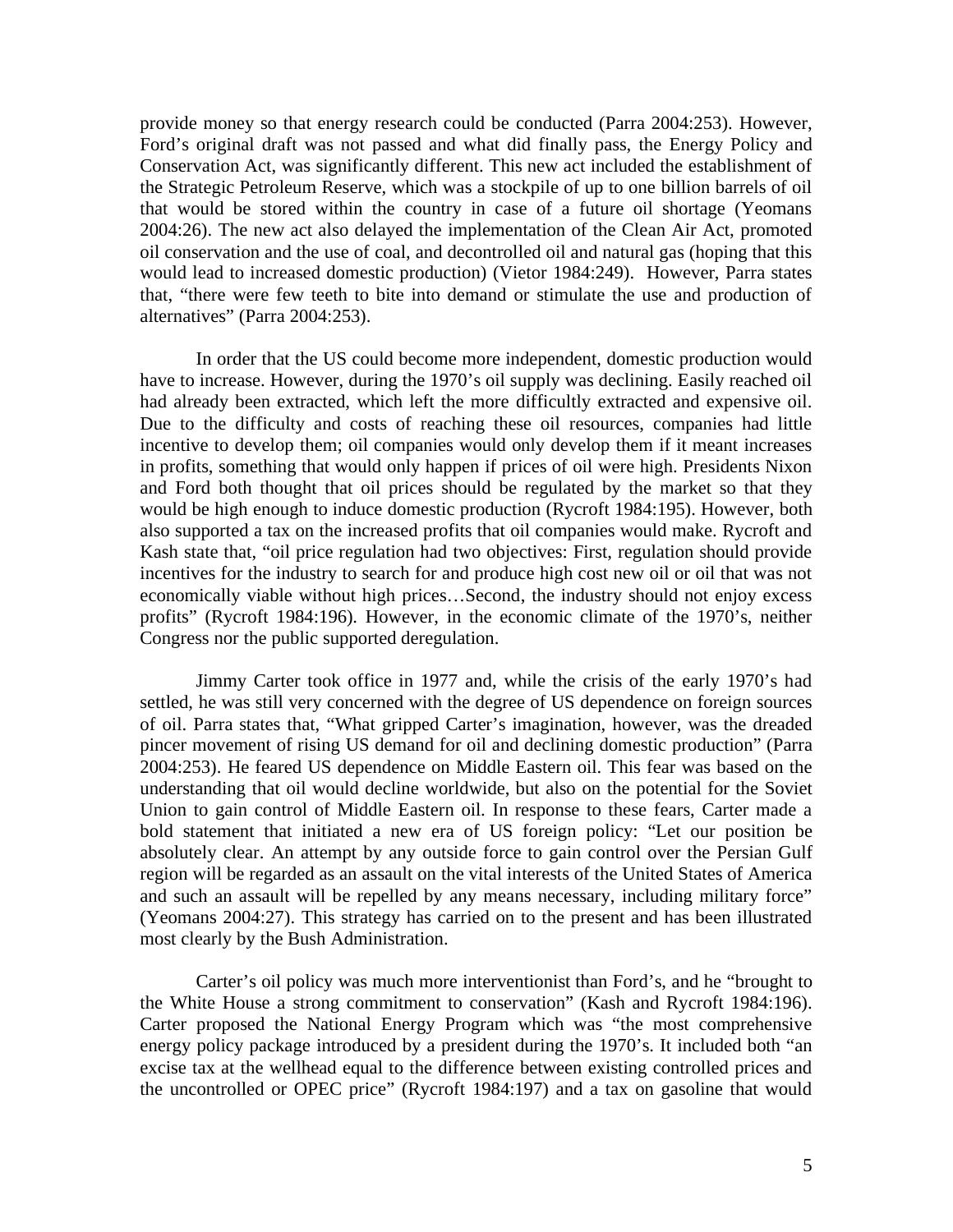provide money so that energy research could be conducted (Parra 2004:253). However, Ford's original draft was not passed and what did finally pass, the Energy Policy and Conservation Act, was significantly different. This new act included the establishment of the Strategic Petroleum Reserve, which was a stockpile of up to one billion barrels of oil that would be stored within the country in case of a future oil shortage (Yeomans 2004:26). The new act also delayed the implementation of the Clean Air Act, promoted oil conservation and the use of coal, and decontrolled oil and natural gas (hoping that this would lead to increased domestic production) (Vietor 1984:249). However, Parra states that, "there were few teeth to bite into demand or stimulate the use and production of alternatives" (Parra 2004:253).

In order that the US could become more independent, domestic production would have to increase. However, during the 1970's oil supply was declining. Easily reached oil had already been extracted, which left the more difficultly extracted and expensive oil. Due to the difficulty and costs of reaching these oil resources, companies had little incentive to develop them; oil companies would only develop them if it meant increases in profits, something that would only happen if prices of oil were high. Presidents Nixon and Ford both thought that oil prices should be regulated by the market so that they would be high enough to induce domestic production (Rycroft 1984:195). However, both also supported a tax on the increased profits that oil companies would make. Rycroft and Kash state that, "oil price regulation had two objectives: First, regulation should provide incentives for the industry to search for and produce high cost new oil or oil that was not economically viable without high prices…Second, the industry should not enjoy excess profits" (Rycroft 1984:196). However, in the economic climate of the 1970's, neither Congress nor the public supported deregulation.

Jimmy Carter took office in 1977 and, while the crisis of the early 1970's had settled, he was still very concerned with the degree of US dependence on foreign sources of oil. Parra states that, "What gripped Carter's imagination, however, was the dreaded pincer movement of rising US demand for oil and declining domestic production" (Parra 2004:253). He feared US dependence on Middle Eastern oil. This fear was based on the understanding that oil would decline worldwide, but also on the potential for the Soviet Union to gain control of Middle Eastern oil. In response to these fears, Carter made a bold statement that initiated a new era of US foreign policy: "Let our position be absolutely clear. An attempt by any outside force to gain control over the Persian Gulf region will be regarded as an assault on the vital interests of the United States of America and such an assault will be repelled by any means necessary, including military force" (Yeomans 2004:27). This strategy has carried on to the present and has been illustrated most clearly by the Bush Administration.

Carter's oil policy was much more interventionist than Ford's, and he "brought to the White House a strong commitment to conservation" (Kash and Rycroft 1984:196). Carter proposed the National Energy Program which was "the most comprehensive energy policy package introduced by a president during the 1970's. It included both "an excise tax at the wellhead equal to the difference between existing controlled prices and the uncontrolled or OPEC price" (Rycroft 1984:197) and a tax on gasoline that would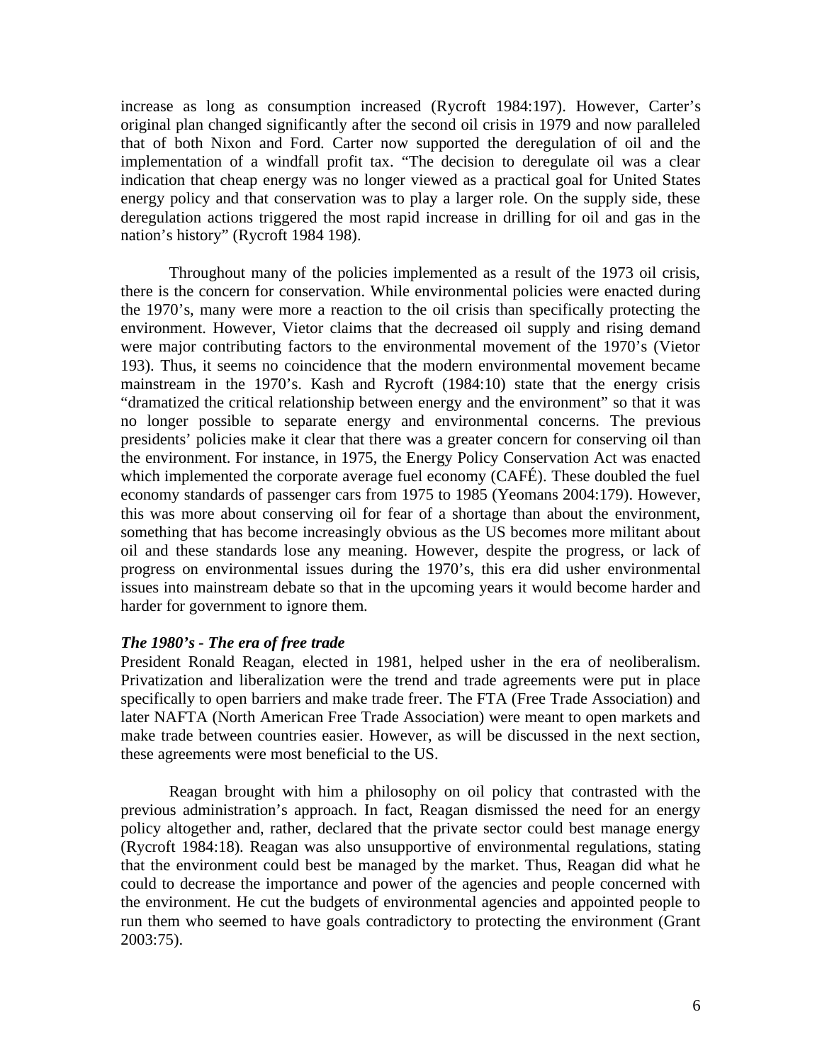increase as long as consumption increased (Rycroft 1984:197). However, Carter's original plan changed significantly after the second oil crisis in 1979 and now paralleled that of both Nixon and Ford. Carter now supported the deregulation of oil and the implementation of a windfall profit tax. "The decision to deregulate oil was a clear indication that cheap energy was no longer viewed as a practical goal for United States energy policy and that conservation was to play a larger role. On the supply side, these deregulation actions triggered the most rapid increase in drilling for oil and gas in the nation's history" (Rycroft 1984 198).

Throughout many of the policies implemented as a result of the 1973 oil crisis, there is the concern for conservation. While environmental policies were enacted during the 1970's, many were more a reaction to the oil crisis than specifically protecting the environment. However, Vietor claims that the decreased oil supply and rising demand were major contributing factors to the environmental movement of the 1970's (Vietor 193). Thus, it seems no coincidence that the modern environmental movement became mainstream in the 1970's. Kash and Rycroft (1984:10) state that the energy crisis "dramatized the critical relationship between energy and the environment" so that it was no longer possible to separate energy and environmental concerns. The previous presidents' policies make it clear that there was a greater concern for conserving oil than the environment. For instance, in 1975, the Energy Policy Conservation Act was enacted which implemented the corporate average fuel economy (CAFÉ). These doubled the fuel economy standards of passenger cars from 1975 to 1985 (Yeomans 2004:179). However, this was more about conserving oil for fear of a shortage than about the environment, something that has become increasingly obvious as the US becomes more militant about oil and these standards lose any meaning. However, despite the progress, or lack of progress on environmental issues during the 1970's, this era did usher environmental issues into mainstream debate so that in the upcoming years it would become harder and harder for government to ignore them.

***The 1980's - The era of free trade***

President Ronald Reagan, elected in 1981, helped usher in the era of neoliberalism. Privatization and liberalization were the trend and trade agreements were put in place specifically to open barriers and make trade freer. The FTA (Free Trade Association) and later NAFTA (North American Free Trade Association) were meant to open markets and make trade between countries easier. However, as will be discussed in the next section, these agreements were most beneficial to the US.

Reagan brought with him a philosophy on oil policy that contrasted with the previous administration's approach. In fact, Reagan dismissed the need for an energy policy altogether and, rather, declared that the private sector could best manage energy (Rycroft 1984:18). Reagan was also unsupportive of environmental regulations, stating that the environment could best be managed by the market. Thus, Reagan did what he could to decrease the importance and power of the agencies and people concerned with the environment. He cut the budgets of environmental agencies and appointed people to run them who seemed to have goals contradictory to protecting the environment (Grant 2003:75).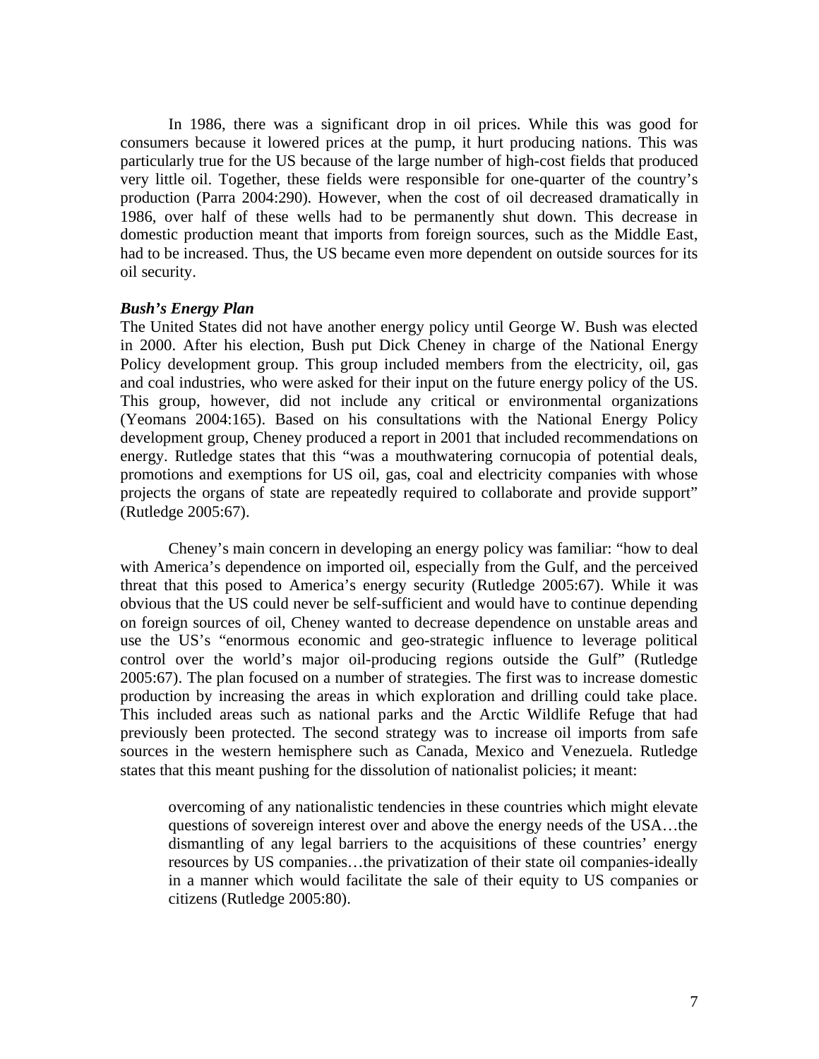In 1986, there was a significant drop in oil prices. While this was good for consumers because it lowered prices at the pump, it hurt producing nations. This was particularly true for the US because of the large number of high-cost fields that produced very little oil. Together, these fields were responsible for one-quarter of the country's production (Parra 2004:290). However, when the cost of oil decreased dramatically in 1986, over half of these wells had to be permanently shut down. This decrease in domestic production meant that imports from foreign sources, such as the Middle East, had to be increased. Thus, the US became even more dependent on outside sources for its oil security.

***Bush's Energy Plan***

The United States did not have another energy policy until George W. Bush was elected in 2000. After his election, Bush put Dick Cheney in charge of the National Energy Policy development group. This group included members from the electricity, oil, gas and coal industries, who were asked for their input on the future energy policy of the US. This group, however, did not include any critical or environmental organizations (Yeomans 2004:165). Based on his consultations with the National Energy Policy development group, Cheney produced a report in 2001 that included recommendations on energy. Rutledge states that this "was a mouthwatering cornucopia of potential deals, promotions and exemptions for US oil, gas, coal and electricity companies with whose projects the organs of state are repeatedly required to collaborate and provide support" (Rutledge 2005:67).

Cheney's main concern in developing an energy policy was familiar: "how to deal with America's dependence on imported oil, especially from the Gulf, and the perceived threat that this posed to America's energy security (Rutledge 2005:67). While it was obvious that the US could never be self-sufficient and would have to continue depending on foreign sources of oil, Cheney wanted to decrease dependence on unstable areas and use the US's "enormous economic and geo-strategic influence to leverage political control over the world's major oil-producing regions outside the Gulf" (Rutledge 2005:67). The plan focused on a number of strategies. The first was to increase domestic production by increasing the areas in which exploration and drilling could take place. This included areas such as national parks and the Arctic Wildlife Refuge that had previously been protected. The second strategy was to increase oil imports from safe sources in the western hemisphere such as Canada, Mexico and Venezuela. Rutledge states that this meant pushing for the dissolution of nationalist policies; it meant:

> overcoming of any nationalistic tendencies in these countries which might elevate questions of sovereign interest over and above the energy needs of the USA…the dismantling of any legal barriers to the acquisitions of these countries' energy resources by US companies…the privatization of their state oil companies-ideally in a manner which would facilitate the sale of their equity to US companies or citizens (Rutledge 2005:80).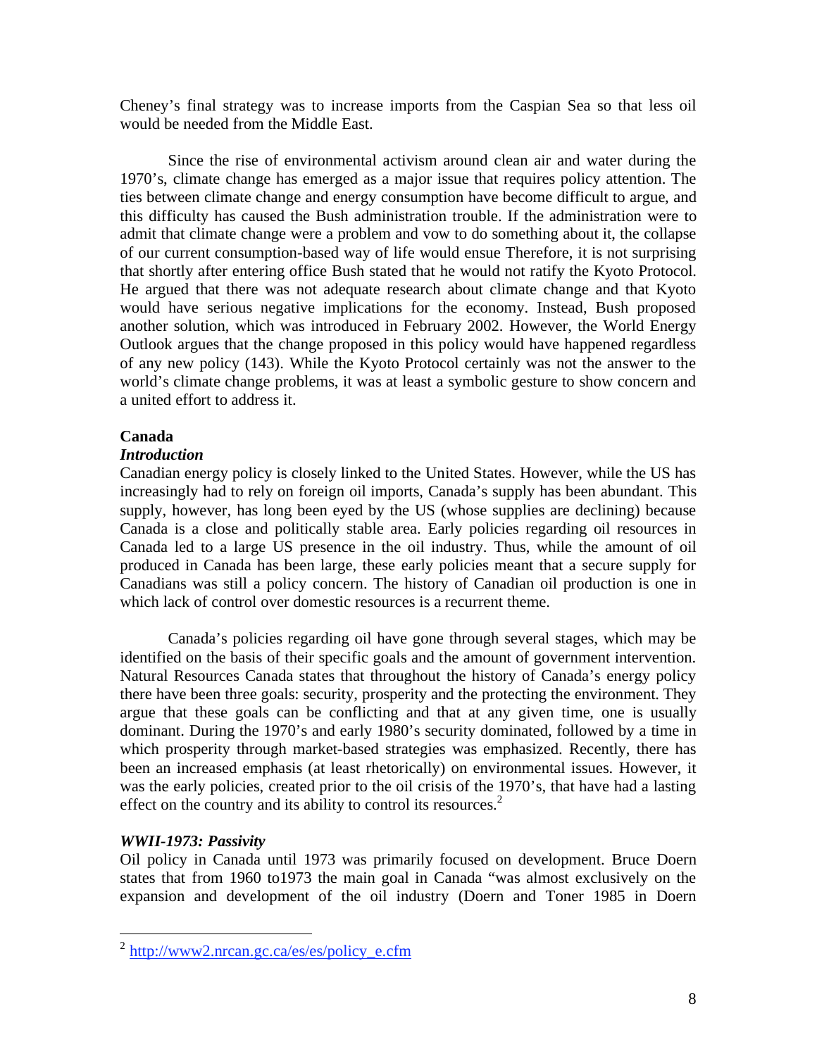Cheney's final strategy was to increase imports from the Caspian Sea so that less oil would be needed from the Middle East.

Since the rise of environmental activism around clean air and water during the 1970's, climate change has emerged as a major issue that requires policy attention. The ties between climate change and energy consumption have become difficult to argue, and this difficulty has caused the Bush administration trouble. If the administration were to admit that climate change were a problem and vow to do something about it, the collapse of our current consumption-based way of life would ensue Therefore, it is not surprising that shortly after entering office Bush stated that he would not ratify the Kyoto Protocol. He argued that there was not adequate research about climate change and that Kyoto would have serious negative implications for the economy. Instead, Bush proposed another solution, which was introduced in February 2002. However, the World Energy Outlook argues that the change proposed in this policy would have happened regardless of any new policy (143). While the Kyoto Protocol certainly was not the answer to the world's climate change problems, it was at least a symbolic gesture to show concern and a united effort to address it.

## Canada

### *Introduction*

Canadian energy policy is closely linked to the United States. However, while the US has increasingly had to rely on foreign oil imports, Canada's supply has been abundant. This supply, however, has long been eyed by the US (whose supplies are declining) because Canada is a close and politically stable area. Early policies regarding oil resources in Canada led to a large US presence in the oil industry. Thus, while the amount of oil produced in Canada has been large, these early policies meant that a secure supply for Canadians was still a policy concern. The history of Canadian oil production is one in which lack of control over domestic resources is a recurrent theme.

Canada's policies regarding oil have gone through several stages, which may be identified on the basis of their specific goals and the amount of government intervention. Natural Resources Canada states that throughout the history of Canada's energy policy there have been three goals: security, prosperity and the protecting the environment. They argue that these goals can be conflicting and that at any given time, one is usually dominant. During the 1970's and early 1980's security dominated, followed by a time in which prosperity through market-based strategies was emphasized. Recently, there has been an increased emphasis (at least rhetorically) on environmental issues. However, it was the early policies, created prior to the oil crisis of the 1970's, that have had a lasting effect on the country and its ability to control its resources.[2]

### *WWII-1973: Passivity*

Oil policy in Canada until 1973 was primarily focused on development. Bruce Doern states that from 1960 to1973 the main goal in Canada "was almost exclusively on the expansion and development of the oil industry (Doern and Toner 1985 in Doern

---

[2] http://www2.nrcan.gc.ca/es/es/policy_e.cfm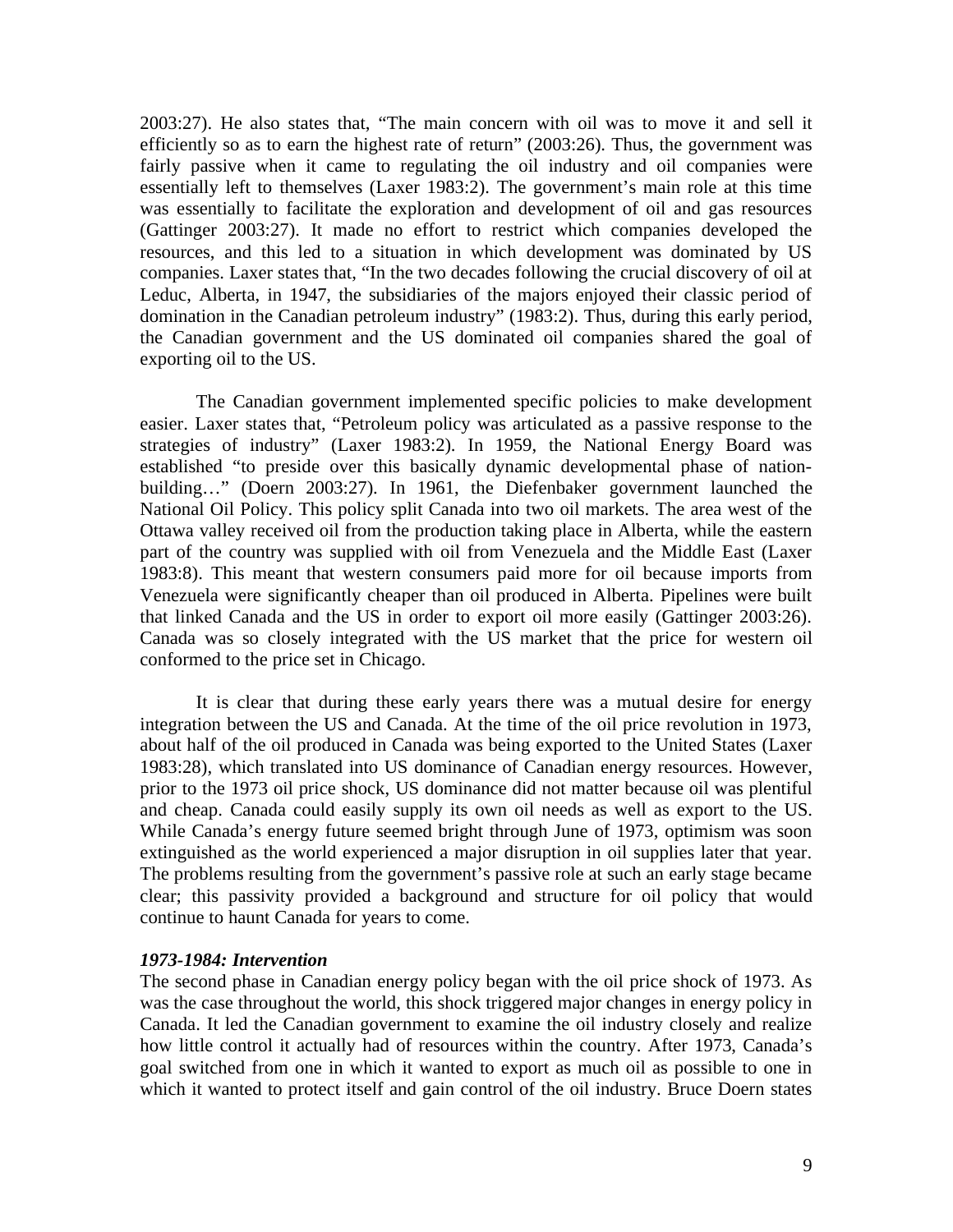2003:27). He also states that, "The main concern with oil was to move it and sell it efficiently so as to earn the highest rate of return" (2003:26). Thus, the government was fairly passive when it came to regulating the oil industry and oil companies were essentially left to themselves (Laxer 1983:2). The government's main role at this time was essentially to facilitate the exploration and development of oil and gas resources (Gattinger 2003:27). It made no effort to restrict which companies developed the resources, and this led to a situation in which development was dominated by US companies. Laxer states that, "In the two decades following the crucial discovery of oil at Leduc, Alberta, in 1947, the subsidiaries of the majors enjoyed their classic period of domination in the Canadian petroleum industry" (1983:2). Thus, during this early period, the Canadian government and the US dominated oil companies shared the goal of exporting oil to the US.

The Canadian government implemented specific policies to make development easier. Laxer states that, "Petroleum policy was articulated as a passive response to the strategies of industry" (Laxer 1983:2). In 1959, the National Energy Board was established "to preside over this basically dynamic developmental phase of nation-building…" (Doern 2003:27). In 1961, the Diefenbaker government launched the National Oil Policy. This policy split Canada into two oil markets. The area west of the Ottawa valley received oil from the production taking place in Alberta, while the eastern part of the country was supplied with oil from Venezuela and the Middle East (Laxer 1983:8). This meant that western consumers paid more for oil because imports from Venezuela were significantly cheaper than oil produced in Alberta. Pipelines were built that linked Canada and the US in order to export oil more easily (Gattinger 2003:26). Canada was so closely integrated with the US market that the price for western oil conformed to the price set in Chicago.

It is clear that during these early years there was a mutual desire for energy integration between the US and Canada. At the time of the oil price revolution in 1973, about half of the oil produced in Canada was being exported to the United States (Laxer 1983:28), which translated into US dominance of Canadian energy resources. However, prior to the 1973 oil price shock, US dominance did not matter because oil was plentiful and cheap. Canada could easily supply its own oil needs as well as export to the US. While Canada's energy future seemed bright through June of 1973, optimism was soon extinguished as the world experienced a major disruption in oil supplies later that year. The problems resulting from the government's passive role at such an early stage became clear; this passivity provided a background and structure for oil policy that would continue to haunt Canada for years to come.

### *1973-1984: Intervention*

The second phase in Canadian energy policy began with the oil price shock of 1973. As was the case throughout the world, this shock triggered major changes in energy policy in Canada. It led the Canadian government to examine the oil industry closely and realize how little control it actually had of resources within the country. After 1973, Canada's goal switched from one in which it wanted to export as much oil as possible to one in which it wanted to protect itself and gain control of the oil industry. Bruce Doern states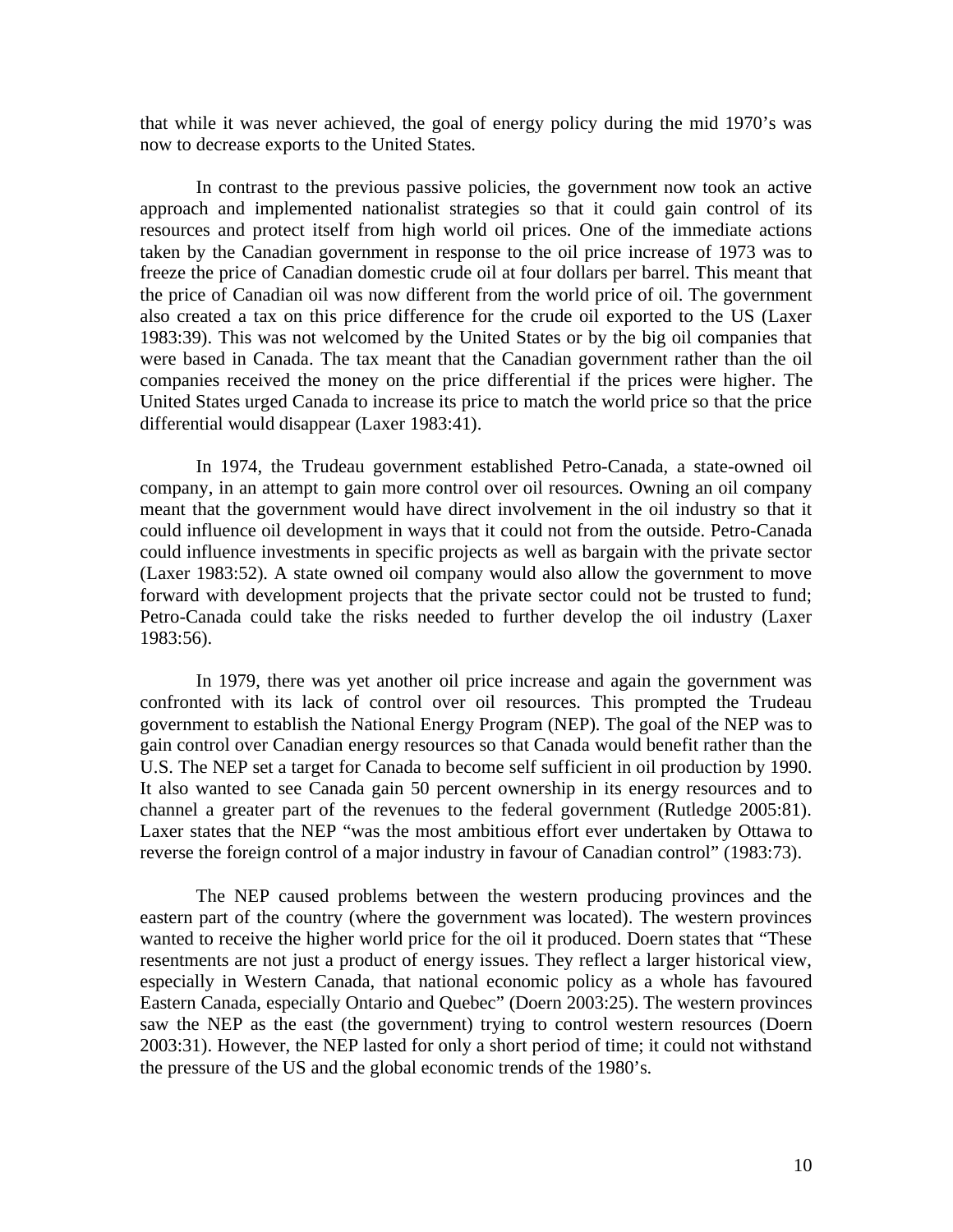that while it was never achieved, the goal of energy policy during the mid 1970's was now to decrease exports to the United States.

In contrast to the previous passive policies, the government now took an active approach and implemented nationalist strategies so that it could gain control of its resources and protect itself from high world oil prices. One of the immediate actions taken by the Canadian government in response to the oil price increase of 1973 was to freeze the price of Canadian domestic crude oil at four dollars per barrel. This meant that the price of Canadian oil was now different from the world price of oil. The government also created a tax on this price difference for the crude oil exported to the US (Laxer 1983:39). This was not welcomed by the United States or by the big oil companies that were based in Canada. The tax meant that the Canadian government rather than the oil companies received the money on the price differential if the prices were higher. The United States urged Canada to increase its price to match the world price so that the price differential would disappear (Laxer 1983:41).

In 1974, the Trudeau government established Petro-Canada, a state-owned oil company, in an attempt to gain more control over oil resources. Owning an oil company meant that the government would have direct involvement in the oil industry so that it could influence oil development in ways that it could not from the outside. Petro-Canada could influence investments in specific projects as well as bargain with the private sector (Laxer 1983:52). A state owned oil company would also allow the government to move forward with development projects that the private sector could not be trusted to fund; Petro-Canada could take the risks needed to further develop the oil industry (Laxer 1983:56).

In 1979, there was yet another oil price increase and again the government was confronted with its lack of control over oil resources. This prompted the Trudeau government to establish the National Energy Program (NEP). The goal of the NEP was to gain control over Canadian energy resources so that Canada would benefit rather than the U.S. The NEP set a target for Canada to become self sufficient in oil production by 1990. It also wanted to see Canada gain 50 percent ownership in its energy resources and to channel a greater part of the revenues to the federal government (Rutledge 2005:81). Laxer states that the NEP "was the most ambitious effort ever undertaken by Ottawa to reverse the foreign control of a major industry in favour of Canadian control" (1983:73).

The NEP caused problems between the western producing provinces and the eastern part of the country (where the government was located). The western provinces wanted to receive the higher world price for the oil it produced. Doern states that "These resentments are not just a product of energy issues. They reflect a larger historical view, especially in Western Canada, that national economic policy as a whole has favoured Eastern Canada, especially Ontario and Quebec" (Doern 2003:25). The western provinces saw the NEP as the east (the government) trying to control western resources (Doern 2003:31). However, the NEP lasted for only a short period of time; it could not withstand the pressure of the US and the global economic trends of the 1980's.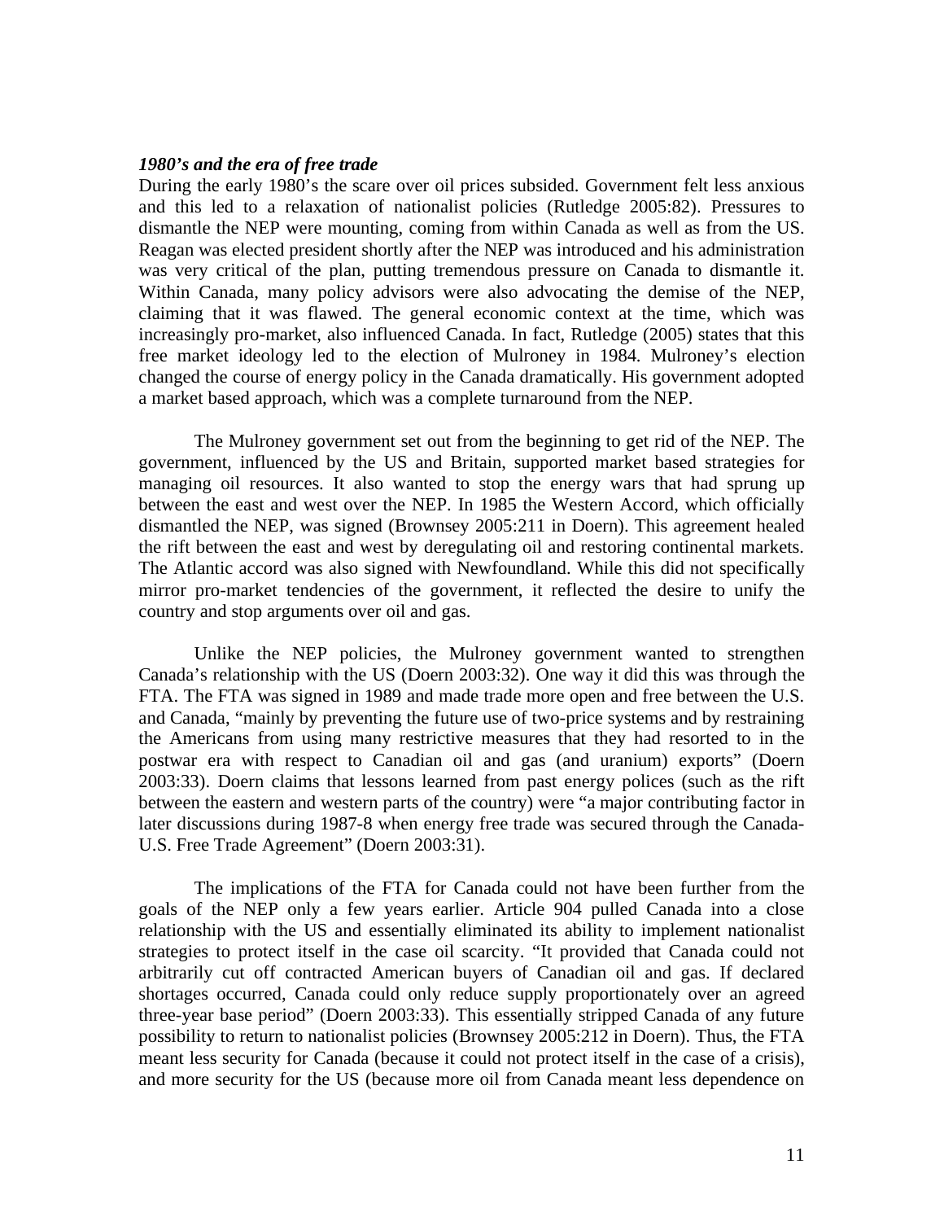***1980's and the era of free trade***

During the early 1980's the scare over oil prices subsided. Government felt less anxious and this led to a relaxation of nationalist policies (Rutledge 2005:82). Pressures to dismantle the NEP were mounting, coming from within Canada as well as from the US. Reagan was elected president shortly after the NEP was introduced and his administration was very critical of the plan, putting tremendous pressure on Canada to dismantle it. Within Canada, many policy advisors were also advocating the demise of the NEP, claiming that it was flawed. The general economic context at the time, which was increasingly pro-market, also influenced Canada. In fact, Rutledge (2005) states that this free market ideology led to the election of Mulroney in 1984. Mulroney's election changed the course of energy policy in the Canada dramatically. His government adopted a market based approach, which was a complete turnaround from the NEP.

The Mulroney government set out from the beginning to get rid of the NEP. The government, influenced by the US and Britain, supported market based strategies for managing oil resources. It also wanted to stop the energy wars that had sprung up between the east and west over the NEP. In 1985 the Western Accord, which officially dismantled the NEP, was signed (Brownsey 2005:211 in Doern). This agreement healed the rift between the east and west by deregulating oil and restoring continental markets. The Atlantic accord was also signed with Newfoundland. While this did not specifically mirror pro-market tendencies of the government, it reflected the desire to unify the country and stop arguments over oil and gas.

Unlike the NEP policies, the Mulroney government wanted to strengthen Canada's relationship with the US (Doern 2003:32). One way it did this was through the FTA. The FTA was signed in 1989 and made trade more open and free between the U.S. and Canada, "mainly by preventing the future use of two-price systems and by restraining the Americans from using many restrictive measures that they had resorted to in the postwar era with respect to Canadian oil and gas (and uranium) exports" (Doern 2003:33). Doern claims that lessons learned from past energy polices (such as the rift between the eastern and western parts of the country) were "a major contributing factor in later discussions during 1987-8 when energy free trade was secured through the Canada-U.S. Free Trade Agreement" (Doern 2003:31).

The implications of the FTA for Canada could not have been further from the goals of the NEP only a few years earlier. Article 904 pulled Canada into a close relationship with the US and essentially eliminated its ability to implement nationalist strategies to protect itself in the case oil scarcity. "It provided that Canada could not arbitrarily cut off contracted American buyers of Canadian oil and gas. If declared shortages occurred, Canada could only reduce supply proportionately over an agreed three-year base period" (Doern 2003:33). This essentially stripped Canada of any future possibility to return to nationalist policies (Brownsey 2005:212 in Doern). Thus, the FTA meant less security for Canada (because it could not protect itself in the case of a crisis), and more security for the US (because more oil from Canada meant less dependence on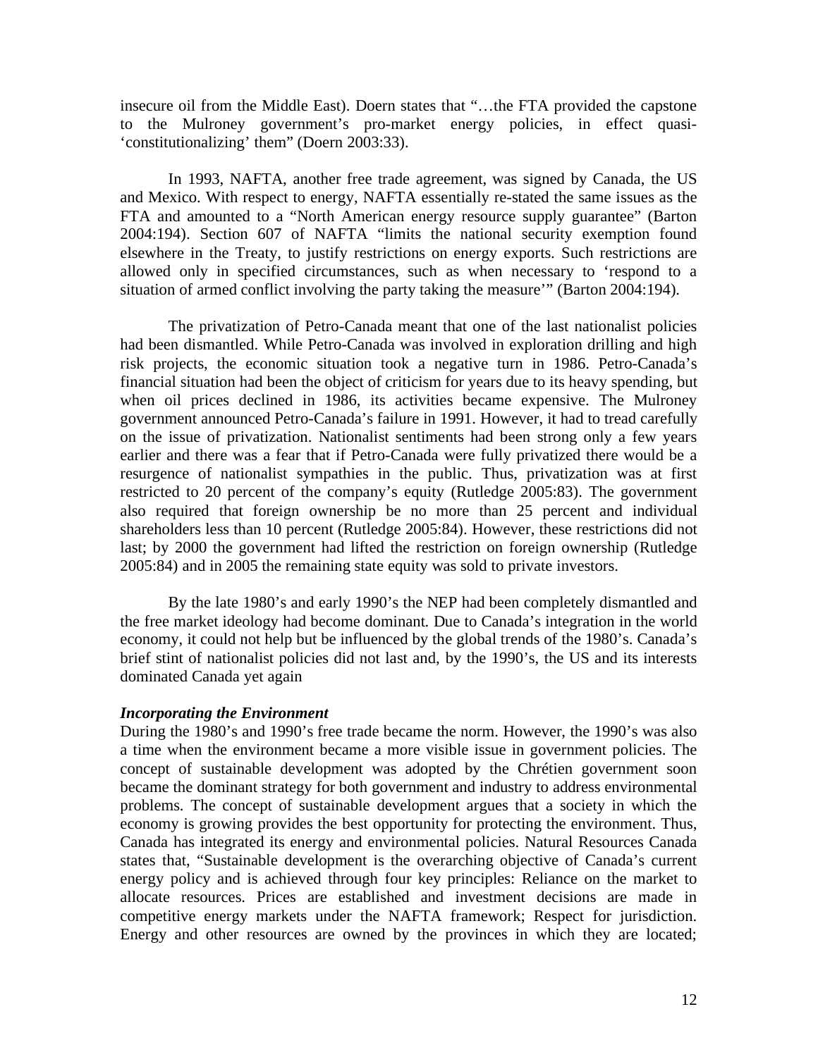insecure oil from the Middle East). Doern states that "…the FTA provided the capstone to the Mulroney government's pro-market energy policies, in effect quasi-'constitutionalizing' them" (Doern 2003:33).

In 1993, NAFTA, another free trade agreement, was signed by Canada, the US and Mexico. With respect to energy, NAFTA essentially re-stated the same issues as the FTA and amounted to a "North American energy resource supply guarantee" (Barton 2004:194). Section 607 of NAFTA "limits the national security exemption found elsewhere in the Treaty, to justify restrictions on energy exports. Such restrictions are allowed only in specified circumstances, such as when necessary to 'respond to a situation of armed conflict involving the party taking the measure'" (Barton 2004:194).

The privatization of Petro-Canada meant that one of the last nationalist policies had been dismantled. While Petro-Canada was involved in exploration drilling and high risk projects, the economic situation took a negative turn in 1986. Petro-Canada's financial situation had been the object of criticism for years due to its heavy spending, but when oil prices declined in 1986, its activities became expensive. The Mulroney government announced Petro-Canada's failure in 1991. However, it had to tread carefully on the issue of privatization. Nationalist sentiments had been strong only a few years earlier and there was a fear that if Petro-Canada were fully privatized there would be a resurgence of nationalist sympathies in the public. Thus, privatization was at first restricted to 20 percent of the company's equity (Rutledge 2005:83). The government also required that foreign ownership be no more than 25 percent and individual shareholders less than 10 percent (Rutledge 2005:84). However, these restrictions did not last; by 2000 the government had lifted the restriction on foreign ownership (Rutledge 2005:84) and in 2005 the remaining state equity was sold to private investors.

By the late 1980's and early 1990's the NEP had been completely dismantled and the free market ideology had become dominant. Due to Canada's integration in the world economy, it could not help but be influenced by the global trends of the 1980's. Canada's brief stint of nationalist policies did not last and, by the 1990's, the US and its interests dominated Canada yet again

### *Incorporating the Environment*

During the 1980's and 1990's free trade became the norm. However, the 1990's was also a time when the environment became a more visible issue in government policies. The concept of sustainable development was adopted by the Chrétien government soon became the dominant strategy for both government and industry to address environmental problems. The concept of sustainable development argues that a society in which the economy is growing provides the best opportunity for protecting the environment. Thus, Canada has integrated its energy and environmental policies. Natural Resources Canada states that, "Sustainable development is the overarching objective of Canada's current energy policy and is achieved through four key principles: Reliance on the market to allocate resources. Prices are established and investment decisions are made in competitive energy markets under the NAFTA framework; Respect for jurisdiction. Energy and other resources are owned by the provinces in which they are located;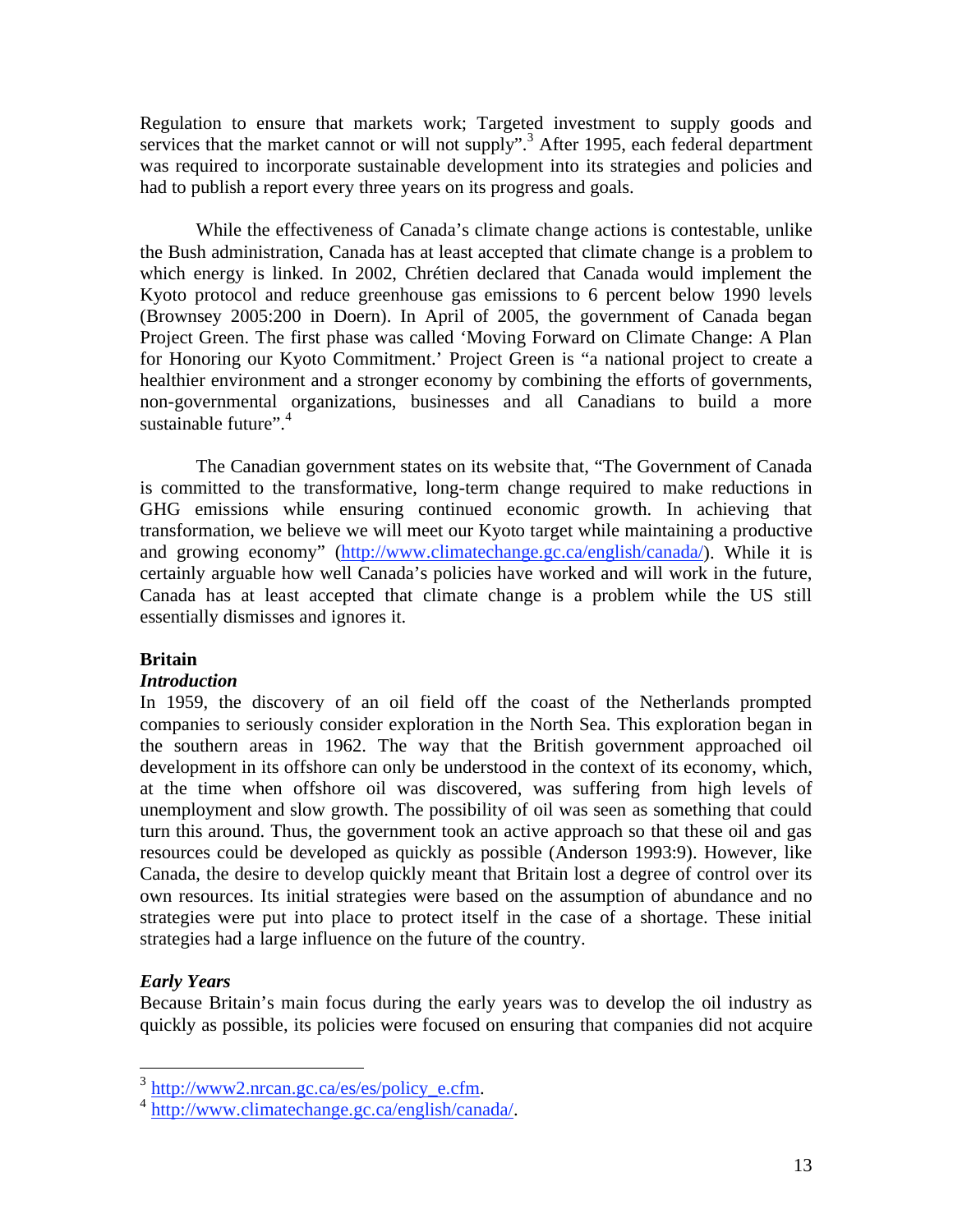Regulation to ensure that markets work; Targeted investment to supply goods and services that the market cannot or will not supply".[3] After 1995, each federal department was required to incorporate sustainable development into its strategies and policies and had to publish a report every three years on its progress and goals.

While the effectiveness of Canada's climate change actions is contestable, unlike the Bush administration, Canada has at least accepted that climate change is a problem to which energy is linked. In 2002, Chrétien declared that Canada would implement the Kyoto protocol and reduce greenhouse gas emissions to 6 percent below 1990 levels (Brownsey 2005:200 in Doern). In April of 2005, the government of Canada began Project Green. The first phase was called 'Moving Forward on Climate Change: A Plan for Honoring our Kyoto Commitment.' Project Green is "a national project to create a healthier environment and a stronger economy by combining the efforts of governments, non-governmental organizations, businesses and all Canadians to build a more sustainable future".[4]

The Canadian government states on its website that, "The Government of Canada is committed to the transformative, long-term change required to make reductions in GHG emissions while ensuring continued economic growth. In achieving that transformation, we believe we will meet our Kyoto target while maintaining a productive and growing economy" (http://www.climatechange.gc.ca/english/canada/). While it is certainly arguable how well Canada's policies have worked and will work in the future, Canada has at least accepted that climate change is a problem while the US still essentially dismisses and ignores it.

**Britain**

***Introduction***

In 1959, the discovery of an oil field off the coast of the Netherlands prompted companies to seriously consider exploration in the North Sea. This exploration began in the southern areas in 1962. The way that the British government approached oil development in its offshore can only be understood in the context of its economy, which, at the time when offshore oil was discovered, was suffering from high levels of unemployment and slow growth. The possibility of oil was seen as something that could turn this around. Thus, the government took an active approach so that these oil and gas resources could be developed as quickly as possible (Anderson 1993:9). However, like Canada, the desire to develop quickly meant that Britain lost a degree of control over its own resources. Its initial strategies were based on the assumption of abundance and no strategies were put into place to protect itself in the case of a shortage. These initial strategies had a large influence on the future of the country.

***Early Years***

Because Britain's main focus during the early years was to develop the oil industry as quickly as possible, its policies were focused on ensuring that companies did not acquire

[3] http://www2.nrcan.gc.ca/es/es/policy_e.cfm.

[4] http://www.climatechange.gc.ca/english/canada/.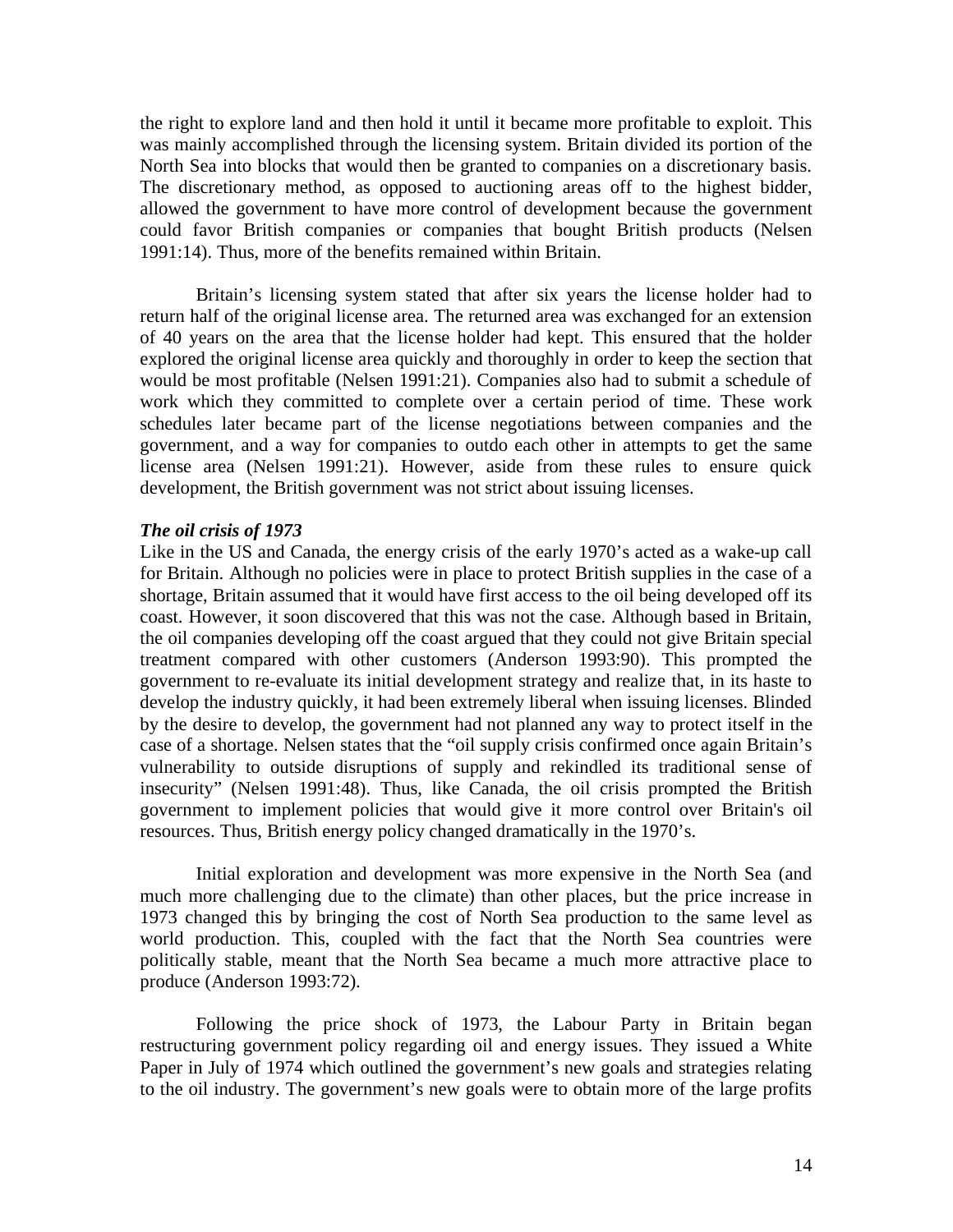the right to explore land and then hold it until it became more profitable to exploit. This was mainly accomplished through the licensing system. Britain divided its portion of the North Sea into blocks that would then be granted to companies on a discretionary basis. The discretionary method, as opposed to auctioning areas off to the highest bidder, allowed the government to have more control of development because the government could favor British companies or companies that bought British products (Nelsen 1991:14). Thus, more of the benefits remained within Britain.

Britain's licensing system stated that after six years the license holder had to return half of the original license area. The returned area was exchanged for an extension of 40 years on the area that the license holder had kept. This ensured that the holder explored the original license area quickly and thoroughly in order to keep the section that would be most profitable (Nelsen 1991:21). Companies also had to submit a schedule of work which they committed to complete over a certain period of time. These work schedules later became part of the license negotiations between companies and the government, and a way for companies to outdo each other in attempts to get the same license area (Nelsen 1991:21). However, aside from these rules to ensure quick development, the British government was not strict about issuing licenses.

***The oil crisis of 1973***

Like in the US and Canada, the energy crisis of the early 1970's acted as a wake-up call for Britain. Although no policies were in place to protect British supplies in the case of a shortage, Britain assumed that it would have first access to the oil being developed off its coast. However, it soon discovered that this was not the case. Although based in Britain, the oil companies developing off the coast argued that they could not give Britain special treatment compared with other customers (Anderson 1993:90). This prompted the government to re-evaluate its initial development strategy and realize that, in its haste to develop the industry quickly, it had been extremely liberal when issuing licenses. Blinded by the desire to develop, the government had not planned any way to protect itself in the case of a shortage. Nelsen states that the "oil supply crisis confirmed once again Britain's vulnerability to outside disruptions of supply and rekindled its traditional sense of insecurity" (Nelsen 1991:48). Thus, like Canada, the oil crisis prompted the British government to implement policies that would give it more control over Britain's oil resources. Thus, British energy policy changed dramatically in the 1970's.

Initial exploration and development was more expensive in the North Sea (and much more challenging due to the climate) than other places, but the price increase in 1973 changed this by bringing the cost of North Sea production to the same level as world production. This, coupled with the fact that the North Sea countries were politically stable, meant that the North Sea became a much more attractive place to produce (Anderson 1993:72).

Following the price shock of 1973, the Labour Party in Britain began restructuring government policy regarding oil and energy issues. They issued a White Paper in July of 1974 which outlined the government's new goals and strategies relating to the oil industry. The government's new goals were to obtain more of the large profits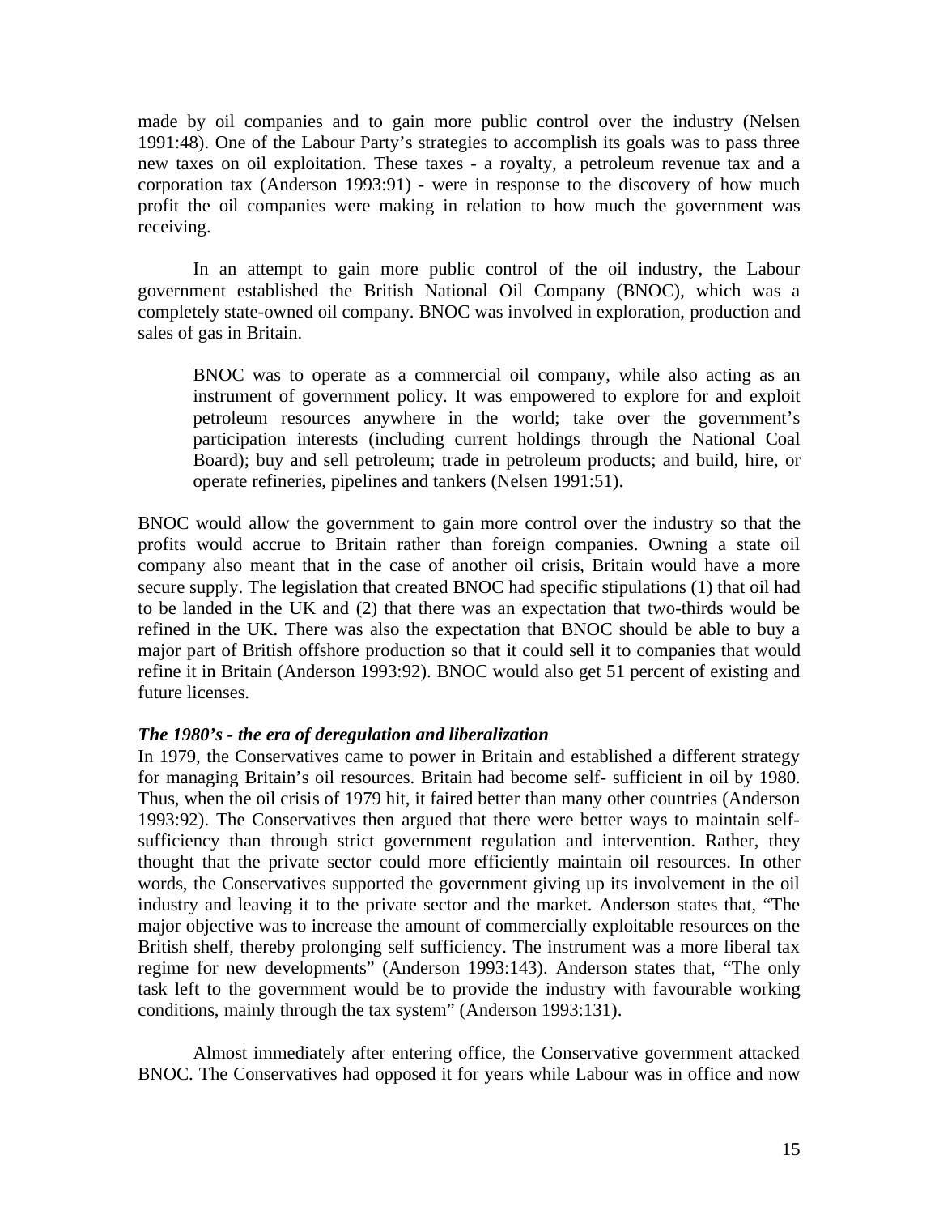made by oil companies and to gain more public control over the industry (Nelsen 1991:48). One of the Labour Party's strategies to accomplish its goals was to pass three new taxes on oil exploitation. These taxes - a royalty, a petroleum revenue tax and a corporation tax (Anderson 1993:91) - were in response to the discovery of how much profit the oil companies were making in relation to how much the government was receiving.

In an attempt to gain more public control of the oil industry, the Labour government established the British National Oil Company (BNOC), which was a completely state-owned oil company. BNOC was involved in exploration, production and sales of gas in Britain.

> BNOC was to operate as a commercial oil company, while also acting as an instrument of government policy. It was empowered to explore for and exploit petroleum resources anywhere in the world; take over the government's participation interests (including current holdings through the National Coal Board); buy and sell petroleum; trade in petroleum products; and build, hire, or operate refineries, pipelines and tankers (Nelsen 1991:51).

BNOC would allow the government to gain more control over the industry so that the profits would accrue to Britain rather than foreign companies. Owning a state oil company also meant that in the case of another oil crisis, Britain would have a more secure supply. The legislation that created BNOC had specific stipulations (1) that oil had to be landed in the UK and (2) that there was an expectation that two-thirds would be refined in the UK. There was also the expectation that BNOC should be able to buy a major part of British offshore production so that it could sell it to companies that would refine it in Britain (Anderson 1993:92). BNOC would also get 51 percent of existing and future licenses.

### *The 1980's - the era of deregulation and liberalization*

In 1979, the Conservatives came to power in Britain and established a different strategy for managing Britain's oil resources. Britain had become self- sufficient in oil by 1980. Thus, when the oil crisis of 1979 hit, it faired better than many other countries (Anderson 1993:92). The Conservatives then argued that there were better ways to maintain self-sufficiency than through strict government regulation and intervention. Rather, they thought that the private sector could more efficiently maintain oil resources. In other words, the Conservatives supported the government giving up its involvement in the oil industry and leaving it to the private sector and the market. Anderson states that, "The major objective was to increase the amount of commercially exploitable resources on the British shelf, thereby prolonging self sufficiency. The instrument was a more liberal tax regime for new developments" (Anderson 1993:143). Anderson states that, "The only task left to the government would be to provide the industry with favourable working conditions, mainly through the tax system" (Anderson 1993:131).

Almost immediately after entering office, the Conservative government attacked BNOC. The Conservatives had opposed it for years while Labour was in office and now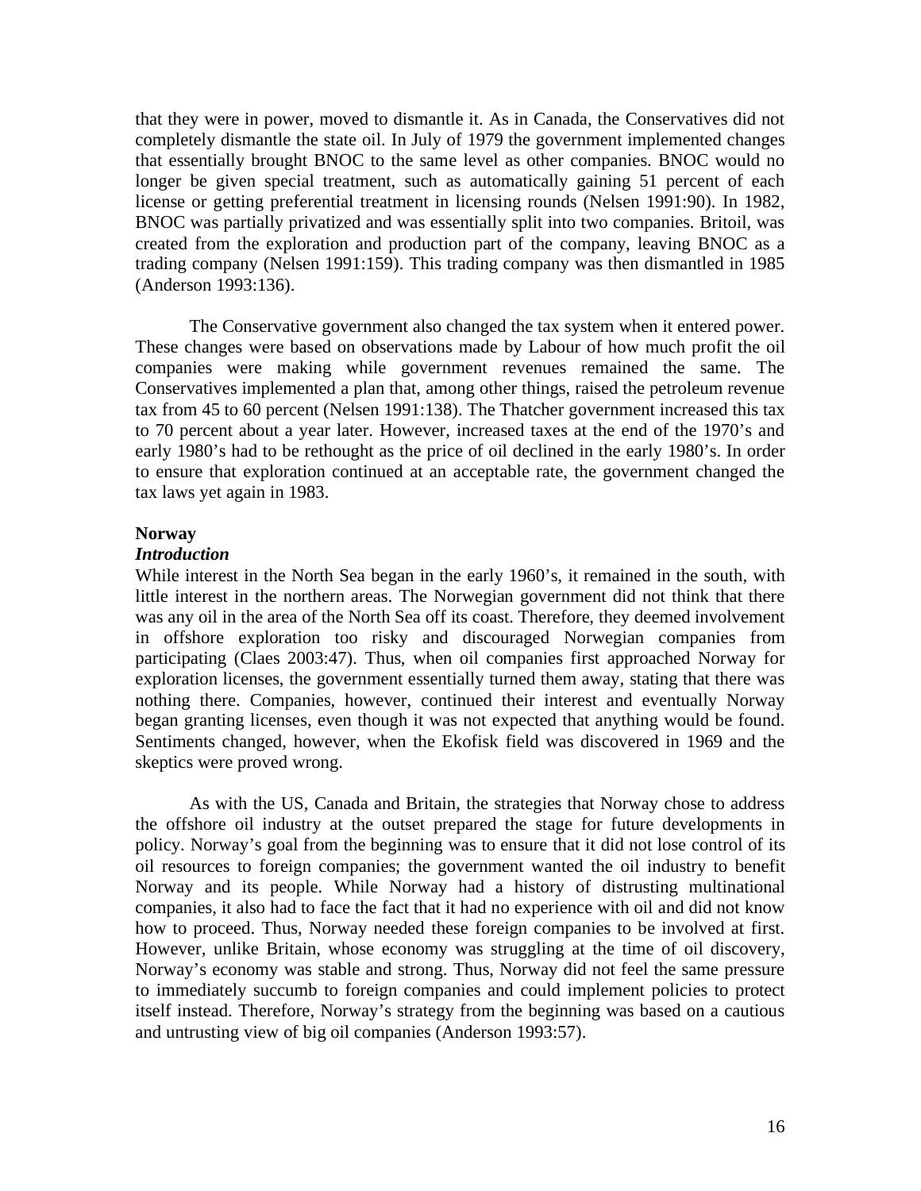that they were in power, moved to dismantle it. As in Canada, the Conservatives did not completely dismantle the state oil. In July of 1979 the government implemented changes that essentially brought BNOC to the same level as other companies. BNOC would no longer be given special treatment, such as automatically gaining 51 percent of each license or getting preferential treatment in licensing rounds (Nelsen 1991:90). In 1982, BNOC was partially privatized and was essentially split into two companies. Britoil, was created from the exploration and production part of the company, leaving BNOC as a trading company (Nelsen 1991:159). This trading company was then dismantled in 1985 (Anderson 1993:136).

The Conservative government also changed the tax system when it entered power. These changes were based on observations made by Labour of how much profit the oil companies were making while government revenues remained the same. The Conservatives implemented a plan that, among other things, raised the petroleum revenue tax from 45 to 60 percent (Nelsen 1991:138). The Thatcher government increased this tax to 70 percent about a year later. However, increased taxes at the end of the 1970's and early 1980's had to be rethought as the price of oil declined in the early 1980's. In order to ensure that exploration continued at an acceptable rate, the government changed the tax laws yet again in 1983.

**Norway**

***Introduction***

While interest in the North Sea began in the early 1960's, it remained in the south, with little interest in the northern areas. The Norwegian government did not think that there was any oil in the area of the North Sea off its coast. Therefore, they deemed involvement in offshore exploration too risky and discouraged Norwegian companies from participating (Claes 2003:47). Thus, when oil companies first approached Norway for exploration licenses, the government essentially turned them away, stating that there was nothing there. Companies, however, continued their interest and eventually Norway began granting licenses, even though it was not expected that anything would be found. Sentiments changed, however, when the Ekofisk field was discovered in 1969 and the skeptics were proved wrong.

As with the US, Canada and Britain, the strategies that Norway chose to address the offshore oil industry at the outset prepared the stage for future developments in policy. Norway's goal from the beginning was to ensure that it did not lose control of its oil resources to foreign companies; the government wanted the oil industry to benefit Norway and its people. While Norway had a history of distrusting multinational companies, it also had to face the fact that it had no experience with oil and did not know how to proceed. Thus, Norway needed these foreign companies to be involved at first. However, unlike Britain, whose economy was struggling at the time of oil discovery, Norway's economy was stable and strong. Thus, Norway did not feel the same pressure to immediately succumb to foreign companies and could implement policies to protect itself instead. Therefore, Norway's strategy from the beginning was based on a cautious and untrusting view of big oil companies (Anderson 1993:57).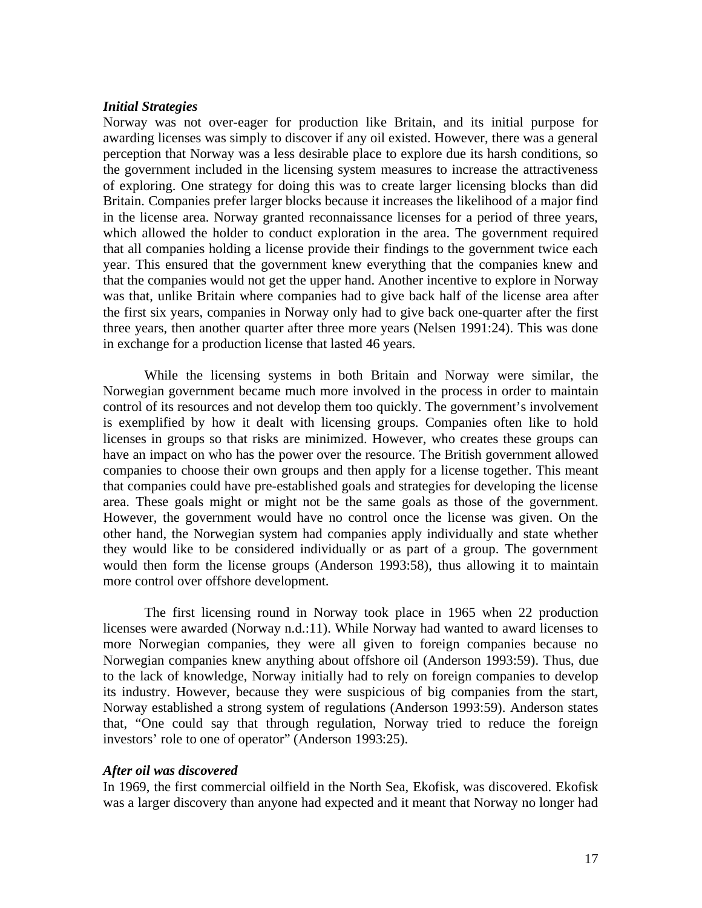***Initial Strategies***

Norway was not over-eager for production like Britain, and its initial purpose for awarding licenses was simply to discover if any oil existed. However, there was a general perception that Norway was a less desirable place to explore due its harsh conditions, so the government included in the licensing system measures to increase the attractiveness of exploring. One strategy for doing this was to create larger licensing blocks than did Britain. Companies prefer larger blocks because it increases the likelihood of a major find in the license area. Norway granted reconnaissance licenses for a period of three years, which allowed the holder to conduct exploration in the area. The government required that all companies holding a license provide their findings to the government twice each year. This ensured that the government knew everything that the companies knew and that the companies would not get the upper hand. Another incentive to explore in Norway was that, unlike Britain where companies had to give back half of the license area after the first six years, companies in Norway only had to give back one-quarter after the first three years, then another quarter after three more years (Nelsen 1991:24). This was done in exchange for a production license that lasted 46 years.

While the licensing systems in both Britain and Norway were similar, the Norwegian government became much more involved in the process in order to maintain control of its resources and not develop them too quickly. The government's involvement is exemplified by how it dealt with licensing groups. Companies often like to hold licenses in groups so that risks are minimized. However, who creates these groups can have an impact on who has the power over the resource. The British government allowed companies to choose their own groups and then apply for a license together. This meant that companies could have pre-established goals and strategies for developing the license area. These goals might or might not be the same goals as those of the government. However, the government would have no control once the license was given. On the other hand, the Norwegian system had companies apply individually and state whether they would like to be considered individually or as part of a group. The government would then form the license groups (Anderson 1993:58), thus allowing it to maintain more control over offshore development.

The first licensing round in Norway took place in 1965 when 22 production licenses were awarded (Norway n.d.:11). While Norway had wanted to award licenses to more Norwegian companies, they were all given to foreign companies because no Norwegian companies knew anything about offshore oil (Anderson 1993:59). Thus, due to the lack of knowledge, Norway initially had to rely on foreign companies to develop its industry. However, because they were suspicious of big companies from the start, Norway established a strong system of regulations (Anderson 1993:59). Anderson states that, "One could say that through regulation, Norway tried to reduce the foreign investors' role to one of operator" (Anderson 1993:25).

***After oil was discovered***

In 1969, the first commercial oilfield in the North Sea, Ekofisk, was discovered. Ekofisk was a larger discovery than anyone had expected and it meant that Norway no longer had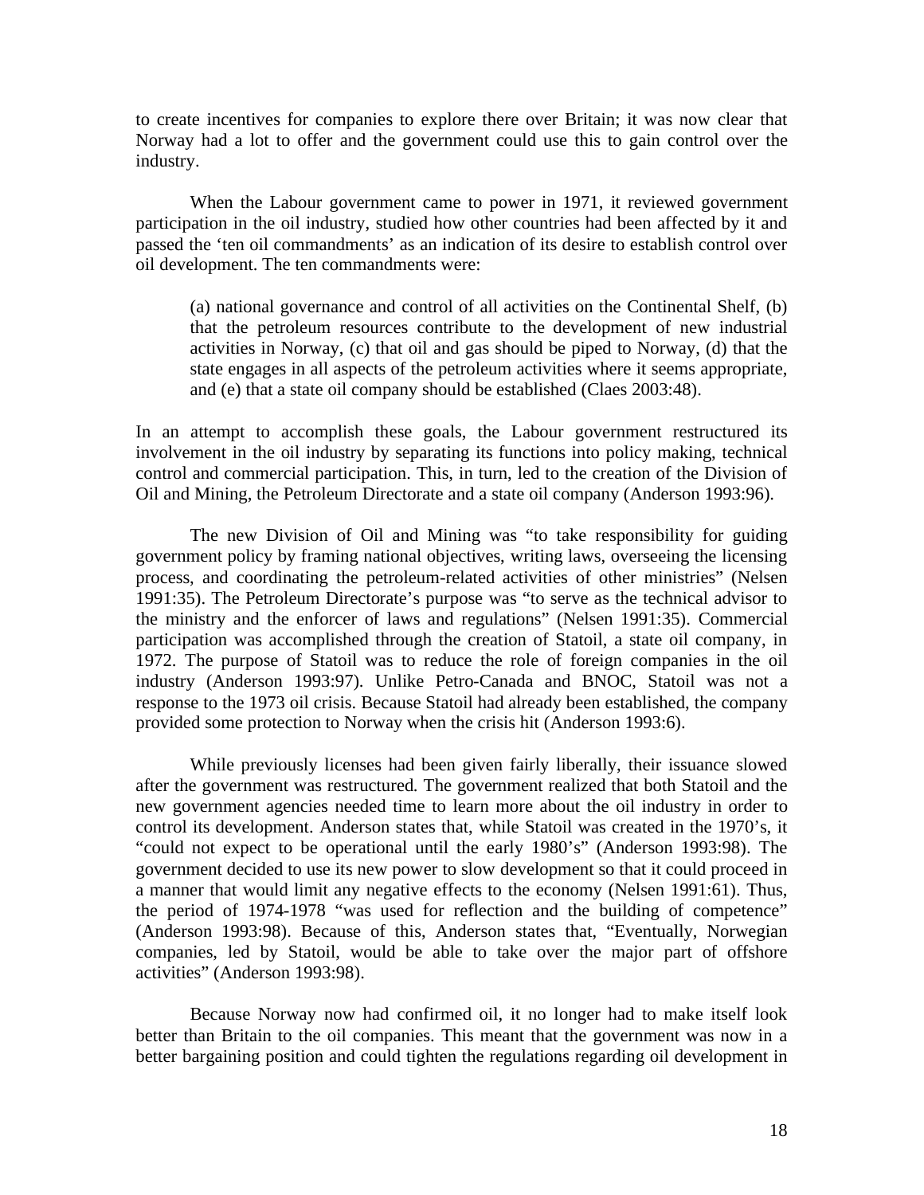to create incentives for companies to explore there over Britain; it was now clear that Norway had a lot to offer and the government could use this to gain control over the industry.

When the Labour government came to power in 1971, it reviewed government participation in the oil industry, studied how other countries had been affected by it and passed the 'ten oil commandments' as an indication of its desire to establish control over oil development. The ten commandments were:

> (a) national governance and control of all activities on the Continental Shelf, (b) that the petroleum resources contribute to the development of new industrial activities in Norway, (c) that oil and gas should be piped to Norway, (d) that the state engages in all aspects of the petroleum activities where it seems appropriate, and (e) that a state oil company should be established (Claes 2003:48).

In an attempt to accomplish these goals, the Labour government restructured its involvement in the oil industry by separating its functions into policy making, technical control and commercial participation. This, in turn, led to the creation of the Division of Oil and Mining, the Petroleum Directorate and a state oil company (Anderson 1993:96).

The new Division of Oil and Mining was "to take responsibility for guiding government policy by framing national objectives, writing laws, overseeing the licensing process, and coordinating the petroleum-related activities of other ministries" (Nelsen 1991:35). The Petroleum Directorate's purpose was "to serve as the technical advisor to the ministry and the enforcer of laws and regulations" (Nelsen 1991:35). Commercial participation was accomplished through the creation of Statoil, a state oil company, in 1972. The purpose of Statoil was to reduce the role of foreign companies in the oil industry (Anderson 1993:97). Unlike Petro-Canada and BNOC, Statoil was not a response to the 1973 oil crisis. Because Statoil had already been established, the company provided some protection to Norway when the crisis hit (Anderson 1993:6).

While previously licenses had been given fairly liberally, their issuance slowed after the government was restructured. The government realized that both Statoil and the new government agencies needed time to learn more about the oil industry in order to control its development. Anderson states that, while Statoil was created in the 1970's, it "could not expect to be operational until the early 1980's" (Anderson 1993:98). The government decided to use its new power to slow development so that it could proceed in a manner that would limit any negative effects to the economy (Nelsen 1991:61). Thus, the period of 1974-1978 "was used for reflection and the building of competence" (Anderson 1993:98). Because of this, Anderson states that, "Eventually, Norwegian companies, led by Statoil, would be able to take over the major part of offshore activities" (Anderson 1993:98).

Because Norway now had confirmed oil, it no longer had to make itself look better than Britain to the oil companies. This meant that the government was now in a better bargaining position and could tighten the regulations regarding oil development in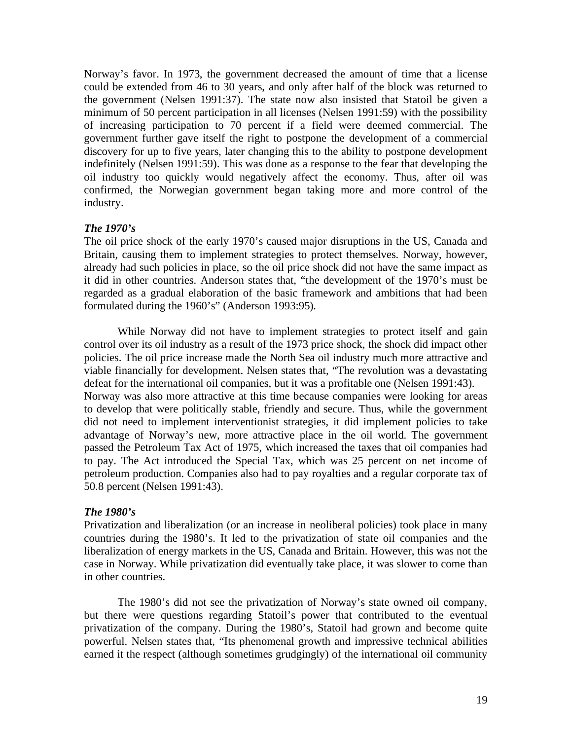Norway's favor. In 1973, the government decreased the amount of time that a license could be extended from 46 to 30 years, and only after half of the block was returned to the government (Nelsen 1991:37). The state now also insisted that Statoil be given a minimum of 50 percent participation in all licenses (Nelsen 1991:59) with the possibility of increasing participation to 70 percent if a field were deemed commercial. The government further gave itself the right to postpone the development of a commercial discovery for up to five years, later changing this to the ability to postpone development indefinitely (Nelsen 1991:59). This was done as a response to the fear that developing the oil industry too quickly would negatively affect the economy. Thus, after oil was confirmed, the Norwegian government began taking more and more control of the industry.

### *The 1970's*

The oil price shock of the early 1970's caused major disruptions in the US, Canada and Britain, causing them to implement strategies to protect themselves. Norway, however, already had such policies in place, so the oil price shock did not have the same impact as it did in other countries. Anderson states that, "the development of the 1970's must be regarded as a gradual elaboration of the basic framework and ambitions that had been formulated during the 1960's" (Anderson 1993:95).

While Norway did not have to implement strategies to protect itself and gain control over its oil industry as a result of the 1973 price shock, the shock did impact other policies. The oil price increase made the North Sea oil industry much more attractive and viable financially for development. Nelsen states that, "The revolution was a devastating defeat for the international oil companies, but it was a profitable one (Nelsen 1991:43). Norway was also more attractive at this time because companies were looking for areas to develop that were politically stable, friendly and secure. Thus, while the government did not need to implement interventionist strategies, it did implement policies to take advantage of Norway's new, more attractive place in the oil world. The government passed the Petroleum Tax Act of 1975, which increased the taxes that oil companies had to pay. The Act introduced the Special Tax, which was 25 percent on net income of petroleum production. Companies also had to pay royalties and a regular corporate tax of 50.8 percent (Nelsen 1991:43).

### *The 1980's*

Privatization and liberalization (or an increase in neoliberal policies) took place in many countries during the 1980's. It led to the privatization of state oil companies and the liberalization of energy markets in the US, Canada and Britain. However, this was not the case in Norway. While privatization did eventually take place, it was slower to come than in other countries.

The 1980's did not see the privatization of Norway's state owned oil company, but there were questions regarding Statoil's power that contributed to the eventual privatization of the company. During the 1980's, Statoil had grown and become quite powerful. Nelsen states that, "Its phenomenal growth and impressive technical abilities earned it the respect (although sometimes grudgingly) of the international oil community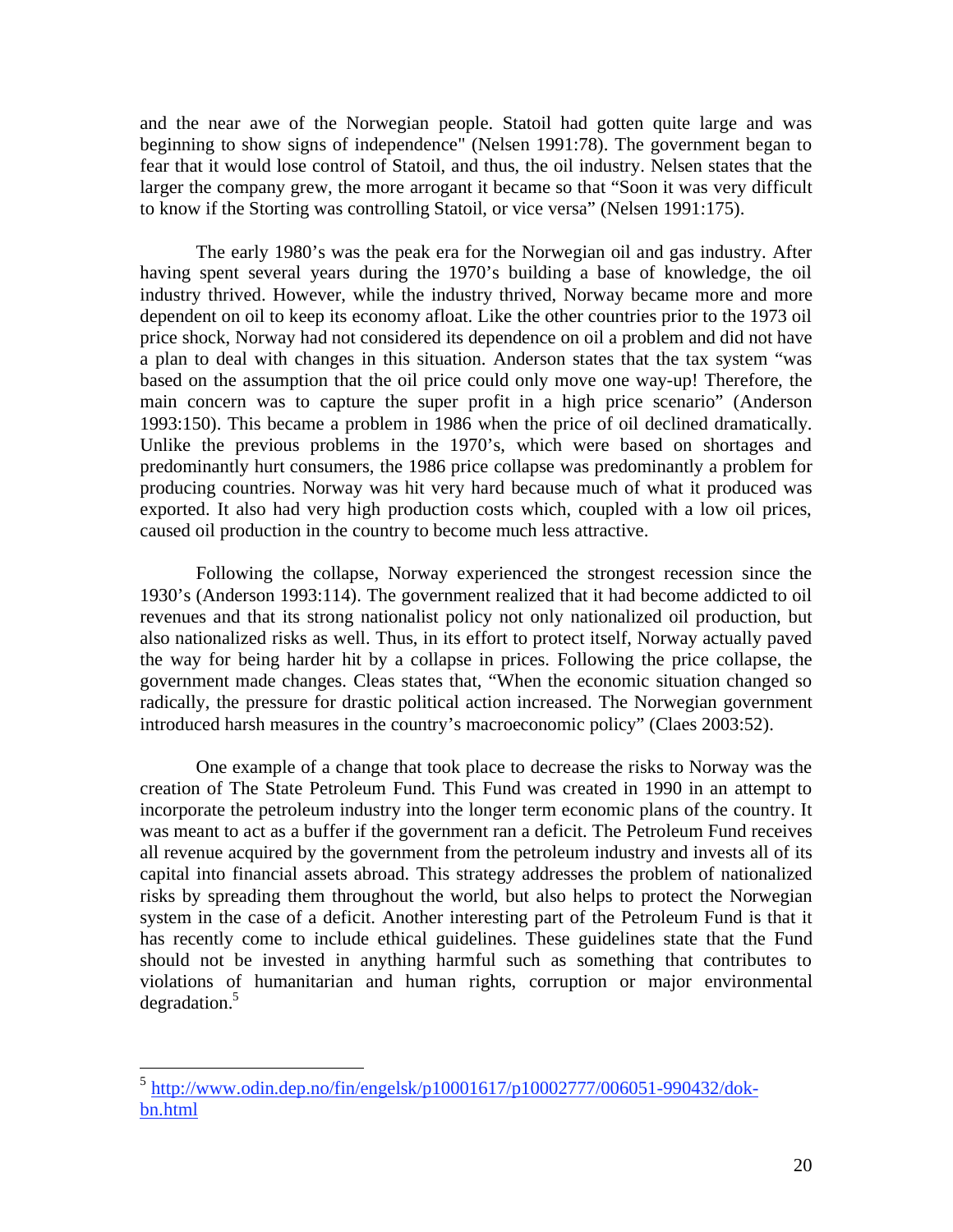and the near awe of the Norwegian people. Statoil had gotten quite large and was beginning to show signs of independence" (Nelsen 1991:78). The government began to fear that it would lose control of Statoil, and thus, the oil industry. Nelsen states that the larger the company grew, the more arrogant it became so that "Soon it was very difficult to know if the Storting was controlling Statoil, or vice versa" (Nelsen 1991:175).

The early 1980's was the peak era for the Norwegian oil and gas industry. After having spent several years during the 1970's building a base of knowledge, the oil industry thrived. However, while the industry thrived, Norway became more and more dependent on oil to keep its economy afloat. Like the other countries prior to the 1973 oil price shock, Norway had not considered its dependence on oil a problem and did not have a plan to deal with changes in this situation. Anderson states that the tax system "was based on the assumption that the oil price could only move one way-up! Therefore, the main concern was to capture the super profit in a high price scenario" (Anderson 1993:150). This became a problem in 1986 when the price of oil declined dramatically. Unlike the previous problems in the 1970's, which were based on shortages and predominantly hurt consumers, the 1986 price collapse was predominantly a problem for producing countries. Norway was hit very hard because much of what it produced was exported. It also had very high production costs which, coupled with a low oil prices, caused oil production in the country to become much less attractive.

Following the collapse, Norway experienced the strongest recession since the 1930's (Anderson 1993:114). The government realized that it had become addicted to oil revenues and that its strong nationalist policy not only nationalized oil production, but also nationalized risks as well. Thus, in its effort to protect itself, Norway actually paved the way for being harder hit by a collapse in prices. Following the price collapse, the government made changes. Cleas states that, "When the economic situation changed so radically, the pressure for drastic political action increased. The Norwegian government introduced harsh measures in the country's macroeconomic policy" (Claes 2003:52).

One example of a change that took place to decrease the risks to Norway was the creation of The State Petroleum Fund. This Fund was created in 1990 in an attempt to incorporate the petroleum industry into the longer term economic plans of the country. It was meant to act as a buffer if the government ran a deficit. The Petroleum Fund receives all revenue acquired by the government from the petroleum industry and invests all of its capital into financial assets abroad. This strategy addresses the problem of nationalized risks by spreading them throughout the world, but also helps to protect the Norwegian system in the case of a deficit. Another interesting part of the Petroleum Fund is that it has recently come to include ethical guidelines. These guidelines state that the Fund should not be invested in anything harmful such as something that contributes to violations of humanitarian and human rights, corruption or major environmental degradation.[5]

[5] http://www.odin.dep.no/fin/engelsk/p10001617/p10002777/006051-990432/dok-bn.html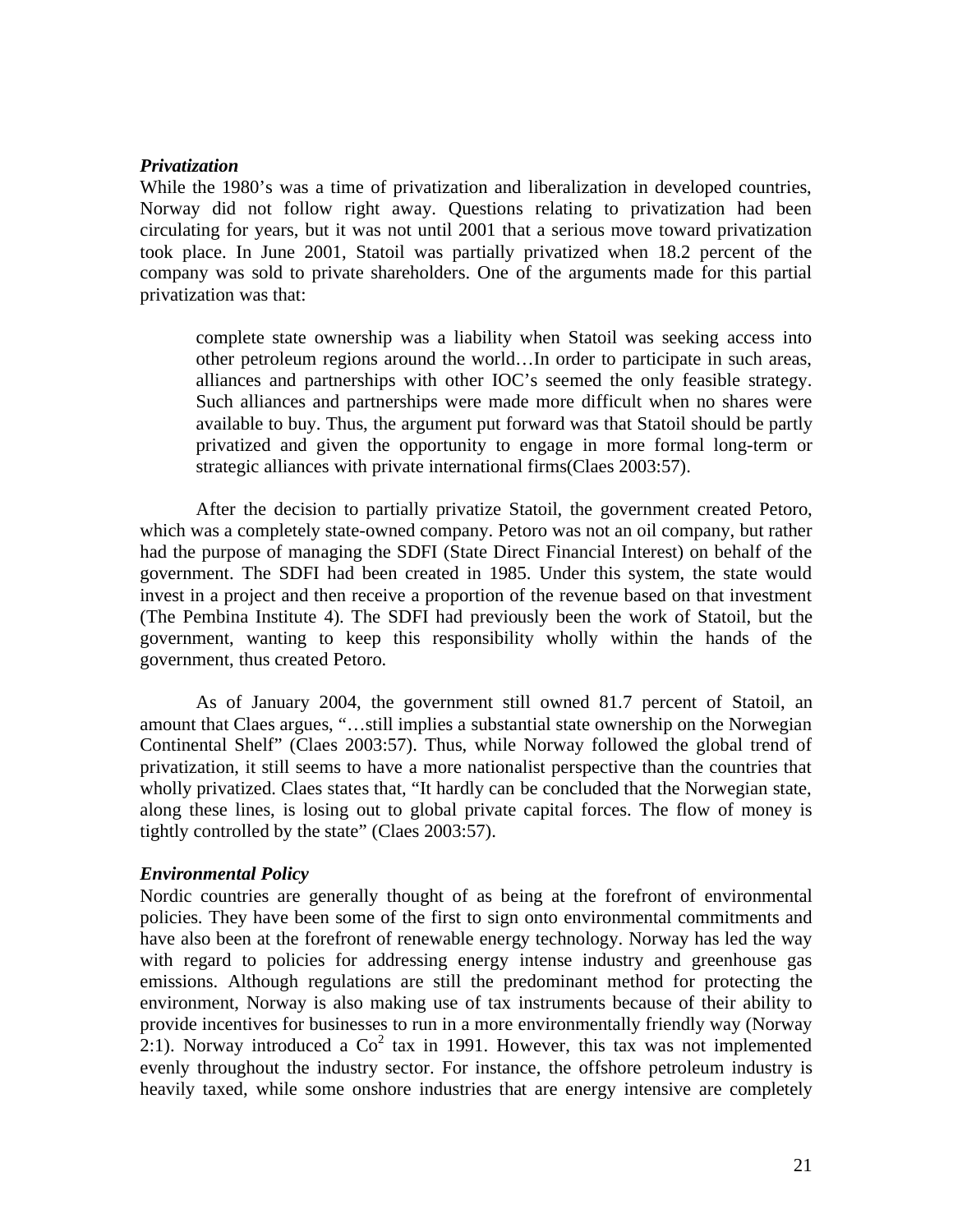***Privatization***

While the 1980's was a time of privatization and liberalization in developed countries, Norway did not follow right away. Questions relating to privatization had been circulating for years, but it was not until 2001 that a serious move toward privatization took place. In June 2001, Statoil was partially privatized when 18.2 percent of the company was sold to private shareholders. One of the arguments made for this partial privatization was that:

> complete state ownership was a liability when Statoil was seeking access into other petroleum regions around the world…In order to participate in such areas, alliances and partnerships with other IOC's seemed the only feasible strategy. Such alliances and partnerships were made more difficult when no shares were available to buy. Thus, the argument put forward was that Statoil should be partly privatized and given the opportunity to engage in more formal long-term or strategic alliances with private international firms(Claes 2003:57).

After the decision to partially privatize Statoil, the government created Petoro, which was a completely state-owned company. Petoro was not an oil company, but rather had the purpose of managing the SDFI (State Direct Financial Interest) on behalf of the government. The SDFI had been created in 1985. Under this system, the state would invest in a project and then receive a proportion of the revenue based on that investment (The Pembina Institute 4). The SDFI had previously been the work of Statoil, but the government, wanting to keep this responsibility wholly within the hands of the government, thus created Petoro.

As of January 2004, the government still owned 81.7 percent of Statoil, an amount that Claes argues, "…still implies a substantial state ownership on the Norwegian Continental Shelf" (Claes 2003:57). Thus, while Norway followed the global trend of privatization, it still seems to have a more nationalist perspective than the countries that wholly privatized. Claes states that, "It hardly can be concluded that the Norwegian state, along these lines, is losing out to global private capital forces. The flow of money is tightly controlled by the state" (Claes 2003:57).

***Environmental Policy***

Nordic countries are generally thought of as being at the forefront of environmental policies. They have been some of the first to sign onto environmental commitments and have also been at the forefront of renewable energy technology. Norway has led the way with regard to policies for addressing energy intense industry and greenhouse gas emissions. Although regulations are still the predominant method for protecting the environment, Norway is also making use of tax instruments because of their ability to provide incentives for businesses to run in a more environmentally friendly way (Norway 2:1). Norway introduced a $Co^2$ tax in 1991. However, this tax was not implemented evenly throughout the industry sector. For instance, the offshore petroleum industry is heavily taxed, while some onshore industries that are energy intensive are completely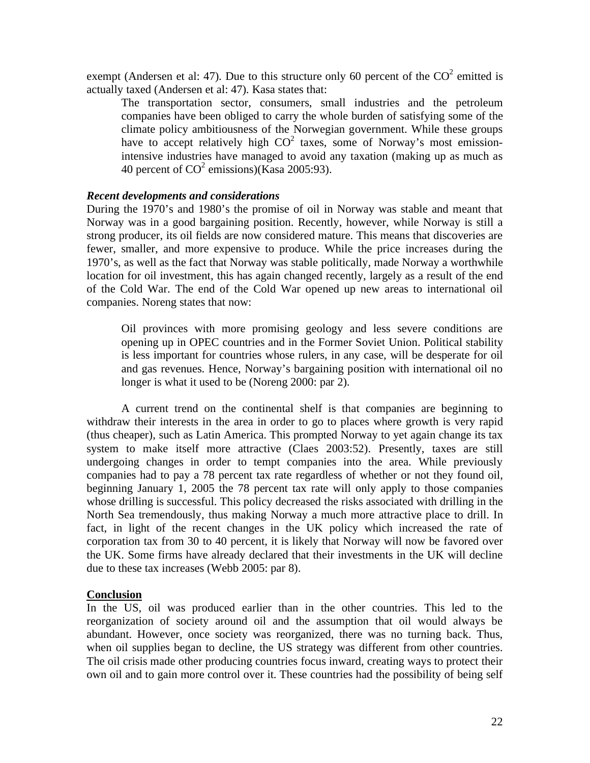exempt (Andersen et al: 47). Due to this structure only 60 percent of the $CO^2$ emitted is actually taxed (Andersen et al: 47). Kasa states that:

> The transportation sector, consumers, small industries and the petroleum companies have been obliged to carry the whole burden of satisfying some of the climate policy ambitiousness of the Norwegian government. While these groups have to accept relatively high $CO^2$ taxes, some of Norway's most emission-intensive industries have managed to avoid any taxation (making up as much as 40 percent of $CO^2$ emissions)(Kasa 2005:93).

***Recent developments and considerations***

During the 1970's and 1980's the promise of oil in Norway was stable and meant that Norway was in a good bargaining position. Recently, however, while Norway is still a strong producer, its oil fields are now considered mature. This means that discoveries are fewer, smaller, and more expensive to produce. While the price increases during the 1970's, as well as the fact that Norway was stable politically, made Norway a worthwhile location for oil investment, this has again changed recently, largely as a result of the end of the Cold War. The end of the Cold War opened up new areas to international oil companies. Noreng states that now:

> Oil provinces with more promising geology and less severe conditions are opening up in OPEC countries and in the Former Soviet Union. Political stability is less important for countries whose rulers, in any case, will be desperate for oil and gas revenues. Hence, Norway's bargaining position with international oil no longer is what it used to be (Noreng 2000: par 2).

A current trend on the continental shelf is that companies are beginning to withdraw their interests in the area in order to go to places where growth is very rapid (thus cheaper), such as Latin America. This prompted Norway to yet again change its tax system to make itself more attractive (Claes 2003:52). Presently, taxes are still undergoing changes in order to tempt companies into the area. While previously companies had to pay a 78 percent tax rate regardless of whether or not they found oil, beginning January 1, 2005 the 78 percent tax rate will only apply to those companies whose drilling is successful. This policy decreased the risks associated with drilling in the North Sea tremendously, thus making Norway a much more attractive place to drill. In fact, in light of the recent changes in the UK policy which increased the rate of corporation tax from 30 to 40 percent, it is likely that Norway will now be favored over the UK. Some firms have already declared that their investments in the UK will decline due to these tax increases (Webb 2005: par 8).

**Conclusion**

In the US, oil was produced earlier than in the other countries. This led to the reorganization of society around oil and the assumption that oil would always be abundant. However, once society was reorganized, there was no turning back. Thus, when oil supplies began to decline, the US strategy was different from other countries. The oil crisis made other producing countries focus inward, creating ways to protect their own oil and to gain more control over it. These countries had the possibility of being self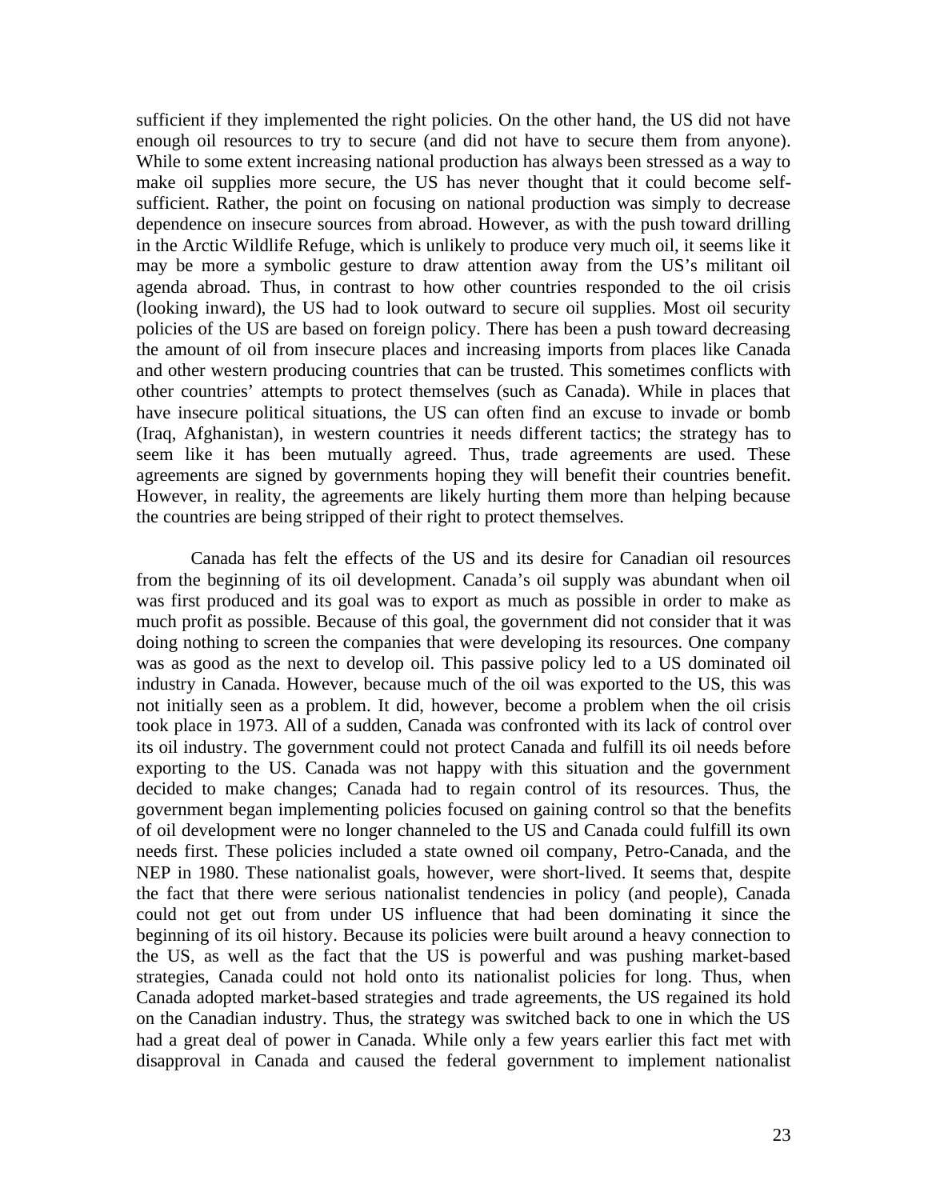sufficient if they implemented the right policies. On the other hand, the US did not have enough oil resources to try to secure (and did not have to secure them from anyone). While to some extent increasing national production has always been stressed as a way to make oil supplies more secure, the US has never thought that it could become self-sufficient. Rather, the point on focusing on national production was simply to decrease dependence on insecure sources from abroad. However, as with the push toward drilling in the Arctic Wildlife Refuge, which is unlikely to produce very much oil, it seems like it may be more a symbolic gesture to draw attention away from the US's militant oil agenda abroad. Thus, in contrast to how other countries responded to the oil crisis (looking inward), the US had to look outward to secure oil supplies. Most oil security policies of the US are based on foreign policy. There has been a push toward decreasing the amount of oil from insecure places and increasing imports from places like Canada and other western producing countries that can be trusted. This sometimes conflicts with other countries' attempts to protect themselves (such as Canada). While in places that have insecure political situations, the US can often find an excuse to invade or bomb (Iraq, Afghanistan), in western countries it needs different tactics; the strategy has to seem like it has been mutually agreed. Thus, trade agreements are used. These agreements are signed by governments hoping they will benefit their countries benefit. However, in reality, the agreements are likely hurting them more than helping because the countries are being stripped of their right to protect themselves.

Canada has felt the effects of the US and its desire for Canadian oil resources from the beginning of its oil development. Canada's oil supply was abundant when oil was first produced and its goal was to export as much as possible in order to make as much profit as possible. Because of this goal, the government did not consider that it was doing nothing to screen the companies that were developing its resources. One company was as good as the next to develop oil. This passive policy led to a US dominated oil industry in Canada. However, because much of the oil was exported to the US, this was not initially seen as a problem. It did, however, become a problem when the oil crisis took place in 1973. All of a sudden, Canada was confronted with its lack of control over its oil industry. The government could not protect Canada and fulfill its oil needs before exporting to the US. Canada was not happy with this situation and the government decided to make changes; Canada had to regain control of its resources. Thus, the government began implementing policies focused on gaining control so that the benefits of oil development were no longer channeled to the US and Canada could fulfill its own needs first. These policies included a state owned oil company, Petro-Canada, and the NEP in 1980. These nationalist goals, however, were short-lived. It seems that, despite the fact that there were serious nationalist tendencies in policy (and people), Canada could not get out from under US influence that had been dominating it since the beginning of its oil history. Because its policies were built around a heavy connection to the US, as well as the fact that the US is powerful and was pushing market-based strategies, Canada could not hold onto its nationalist policies for long. Thus, when Canada adopted market-based strategies and trade agreements, the US regained its hold on the Canadian industry. Thus, the strategy was switched back to one in which the US had a great deal of power in Canada. While only a few years earlier this fact met with disapproval in Canada and caused the federal government to implement nationalist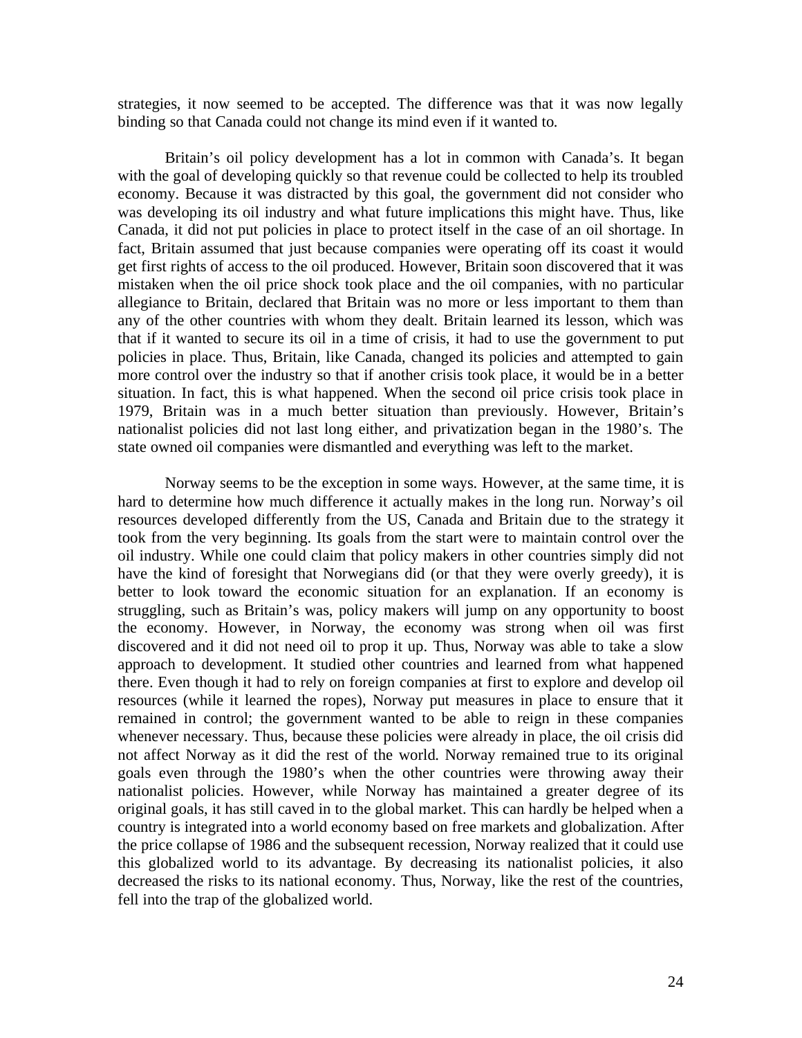strategies, it now seemed to be accepted. The difference was that it was now legally binding so that Canada could not change its mind even if it wanted to.

Britain's oil policy development has a lot in common with Canada's. It began with the goal of developing quickly so that revenue could be collected to help its troubled economy. Because it was distracted by this goal, the government did not consider who was developing its oil industry and what future implications this might have. Thus, like Canada, it did not put policies in place to protect itself in the case of an oil shortage. In fact, Britain assumed that just because companies were operating off its coast it would get first rights of access to the oil produced. However, Britain soon discovered that it was mistaken when the oil price shock took place and the oil companies, with no particular allegiance to Britain, declared that Britain was no more or less important to them than any of the other countries with whom they dealt. Britain learned its lesson, which was that if it wanted to secure its oil in a time of crisis, it had to use the government to put policies in place. Thus, Britain, like Canada, changed its policies and attempted to gain more control over the industry so that if another crisis took place, it would be in a better situation. In fact, this is what happened. When the second oil price crisis took place in 1979, Britain was in a much better situation than previously. However, Britain's nationalist policies did not last long either, and privatization began in the 1980's. The state owned oil companies were dismantled and everything was left to the market.

Norway seems to be the exception in some ways. However, at the same time, it is hard to determine how much difference it actually makes in the long run. Norway's oil resources developed differently from the US, Canada and Britain due to the strategy it took from the very beginning. Its goals from the start were to maintain control over the oil industry. While one could claim that policy makers in other countries simply did not have the kind of foresight that Norwegians did (or that they were overly greedy), it is better to look toward the economic situation for an explanation. If an economy is struggling, such as Britain's was, policy makers will jump on any opportunity to boost the economy. However, in Norway, the economy was strong when oil was first discovered and it did not need oil to prop it up. Thus, Norway was able to take a slow approach to development. It studied other countries and learned from what happened there. Even though it had to rely on foreign companies at first to explore and develop oil resources (while it learned the ropes), Norway put measures in place to ensure that it remained in control; the government wanted to be able to reign in these companies whenever necessary. Thus, because these policies were already in place, the oil crisis did not affect Norway as it did the rest of the world. Norway remained true to its original goals even through the 1980's when the other countries were throwing away their nationalist policies. However, while Norway has maintained a greater degree of its original goals, it has still caved in to the global market. This can hardly be helped when a country is integrated into a world economy based on free markets and globalization. After the price collapse of 1986 and the subsequent recession, Norway realized that it could use this globalized world to its advantage. By decreasing its nationalist policies, it also decreased the risks to its national economy. Thus, Norway, like the rest of the countries, fell into the trap of the globalized world.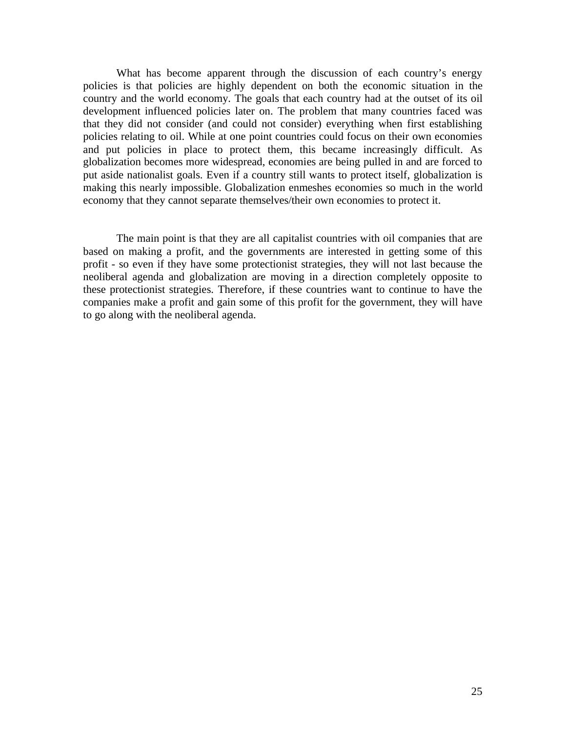What has become apparent through the discussion of each country's energy policies is that policies are highly dependent on both the economic situation in the country and the world economy. The goals that each country had at the outset of its oil development influenced policies later on. The problem that many countries faced was that they did not consider (and could not consider) everything when first establishing policies relating to oil. While at one point countries could focus on their own economies and put policies in place to protect them, this became increasingly difficult. As globalization becomes more widespread, economies are being pulled in and are forced to put aside nationalist goals. Even if a country still wants to protect itself, globalization is making this nearly impossible. Globalization enmeshes economies so much in the world economy that they cannot separate themselves/their own economies to protect it.

The main point is that they are all capitalist countries with oil companies that are based on making a profit, and the governments are interested in getting some of this profit - so even if they have some protectionist strategies, they will not last because the neoliberal agenda and globalization are moving in a direction completely opposite to these protectionist strategies. Therefore, if these countries want to continue to have the companies make a profit and gain some of this profit for the government, they will have to go along with the neoliberal agenda.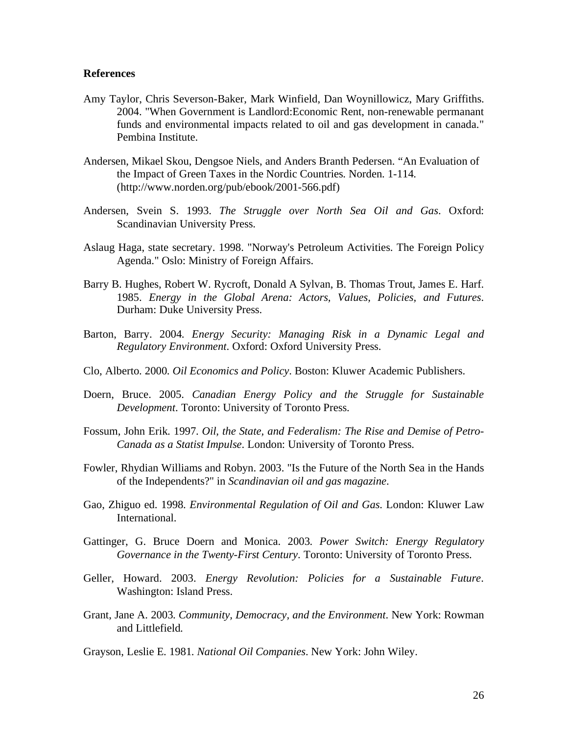**References**

Amy Taylor, Chris Severson-Baker, Mark Winfield, Dan Woynillowicz, Mary Griffiths. 2004. "When Government is Landlord:Economic Rent, non-renewable permanant funds and environmental impacts related to oil and gas development in canada." Pembina Institute.

Andersen, Mikael Skou, Dengsoe Niels, and Anders Branth Pedersen. "An Evaluation of the Impact of Green Taxes in the Nordic Countries. Norden. 1-114. (http://www.norden.org/pub/ebook/2001-566.pdf)

Andersen, Svein S. 1993. *The Struggle over North Sea Oil and Gas*. Oxford: Scandinavian University Press.

Aslaug Haga, state secretary. 1998. "Norway's Petroleum Activities. The Foreign Policy Agenda." Oslo: Ministry of Foreign Affairs.

Barry B. Hughes, Robert W. Rycroft, Donald A Sylvan, B. Thomas Trout, James E. Harf. 1985. *Energy in the Global Arena: Actors, Values, Policies, and Futures*. Durham: Duke University Press.

Barton, Barry. 2004. *Energy Security: Managing Risk in a Dynamic Legal and Regulatory Environment*. Oxford: Oxford University Press.

Clo, Alberto. 2000. *Oil Economics and Policy*. Boston: Kluwer Academic Publishers.

Doern, Bruce. 2005. *Canadian Energy Policy and the Struggle for Sustainable Development*. Toronto: University of Toronto Press.

Fossum, John Erik. 1997. *Oil, the State, and Federalism: The Rise and Demise of Petro-Canada as a Statist Impulse*. London: University of Toronto Press.

Fowler, Rhydian Williams and Robyn. 2003. "Is the Future of the North Sea in the Hands of the Independents?" in *Scandinavian oil and gas magazine*.

Gao, Zhiguo ed. 1998. *Environmental Regulation of Oil and Gas*. London: Kluwer Law International.

Gattinger, G. Bruce Doern and Monica. 2003. *Power Switch: Energy Regulatory Governance in the Twenty-First Century*. Toronto: University of Toronto Press.

Geller, Howard. 2003. *Energy Revolution: Policies for a Sustainable Future*. Washington: Island Press.

Grant, Jane A. 2003. *Community, Democracy, and the Environment*. New York: Rowman and Littlefield.

Grayson, Leslie E. 1981. *National Oil Companies*. New York: John Wiley.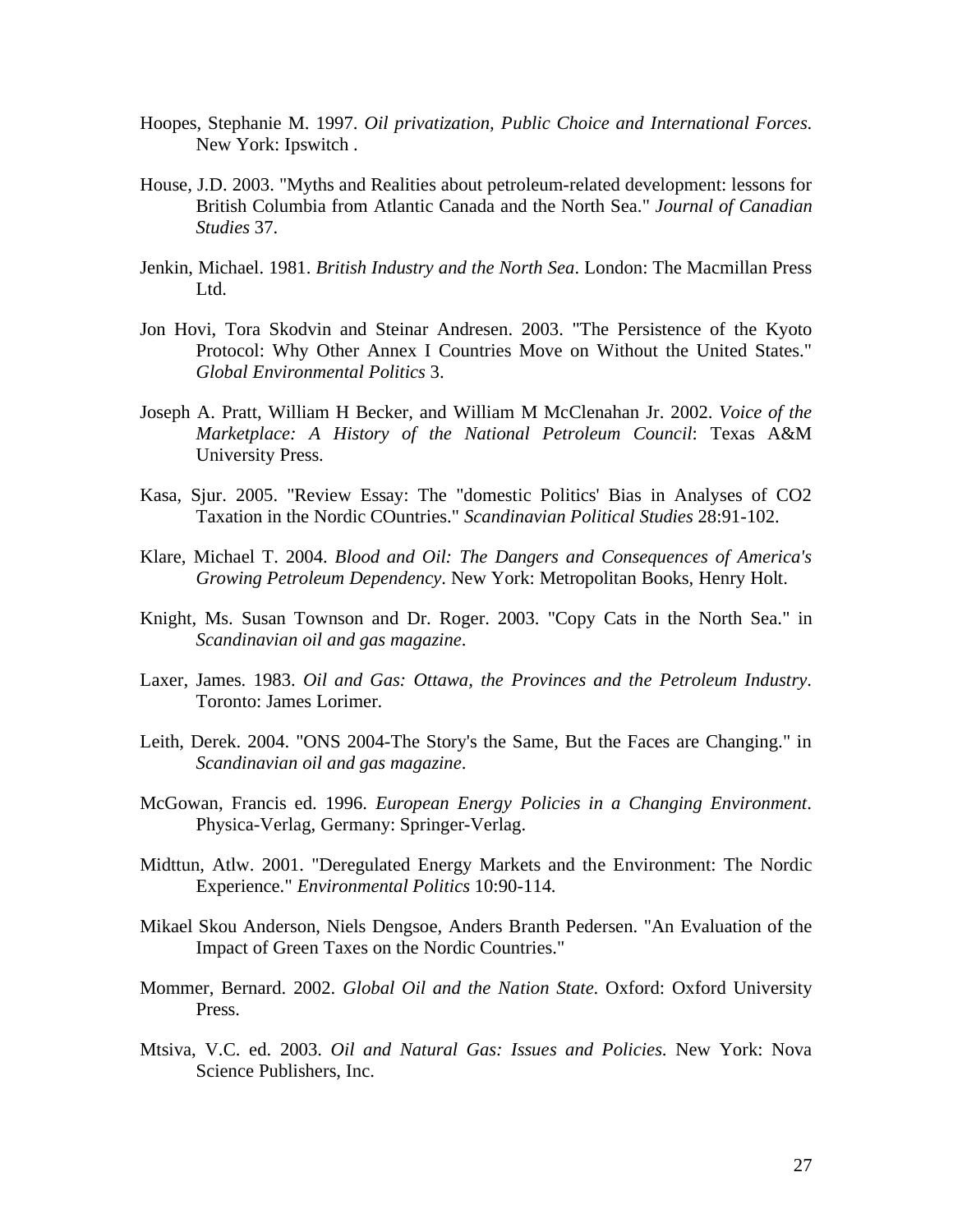Hoopes, Stephanie M. 1997. *Oil privatization, Public Choice and International Forces*. New York: Ipswitch .

House, J.D. 2003. "Myths and Realities about petroleum-related development: lessons for British Columbia from Atlantic Canada and the North Sea." *Journal of Canadian Studies* 37.

Jenkin, Michael. 1981. *British Industry and the North Sea*. London: The Macmillan Press Ltd.

Jon Hovi, Tora Skodvin and Steinar Andresen. 2003. "The Persistence of the Kyoto Protocol: Why Other Annex I Countries Move on Without the United States." *Global Environmental Politics* 3.

Joseph A. Pratt, William H Becker, and William M McClenahan Jr. 2002. *Voice of the Marketplace: A History of the National Petroleum Council*: Texas A&M University Press.

Kasa, Sjur. 2005. "Review Essay: The "domestic Politics' Bias in Analyses of CO2 Taxation in the Nordic COuntries." *Scandinavian Political Studies* 28:91-102.

Klare, Michael T. 2004. *Blood and Oil: The Dangers and Consequences of America's Growing Petroleum Dependency*. New York: Metropolitan Books, Henry Holt.

Knight, Ms. Susan Townson and Dr. Roger. 2003. "Copy Cats in the North Sea." in *Scandinavian oil and gas magazine*.

Laxer, James. 1983. *Oil and Gas: Ottawa, the Provinces and the Petroleum Industry*. Toronto: James Lorimer.

Leith, Derek. 2004. "ONS 2004-The Story's the Same, But the Faces are Changing." in *Scandinavian oil and gas magazine*.

McGowan, Francis ed. 1996. *European Energy Policies in a Changing Environment*. Physica-Verlag, Germany: Springer-Verlag.

Midttun, Atlw. 2001. "Deregulated Energy Markets and the Environment: The Nordic Experience." *Environmental Politics* 10:90-114.

Mikael Skou Anderson, Niels Dengsoe, Anders Branth Pedersen. "An Evaluation of the Impact of Green Taxes on the Nordic Countries."

Mommer, Bernard. 2002. *Global Oil and the Nation State*. Oxford: Oxford University Press.

Mtsiva, V.C. ed. 2003. *Oil and Natural Gas: Issues and Policies*. New York: Nova Science Publishers, Inc.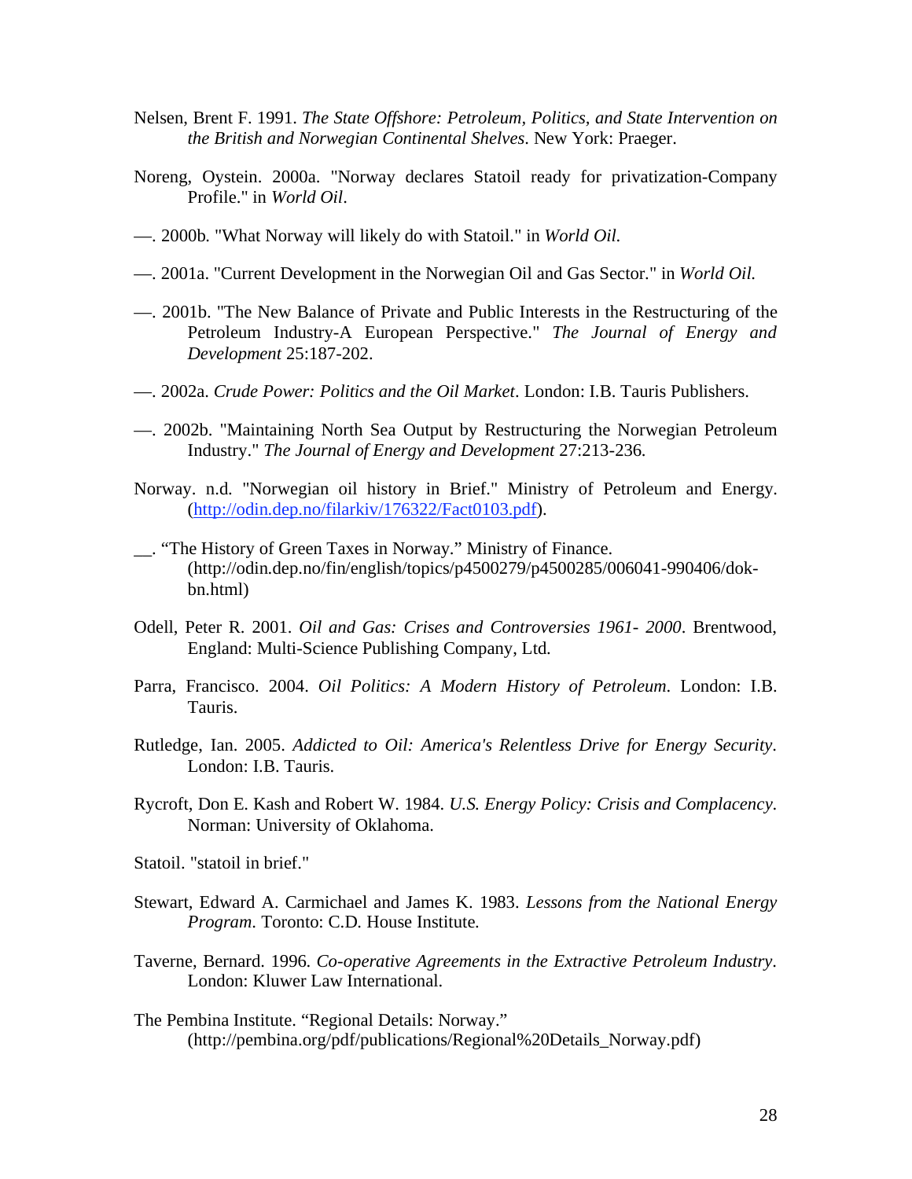Nelsen, Brent F. 1991. *The State Offshore: Petroleum, Politics, and State Intervention on the British and Norwegian Continental Shelves*. New York: Praeger.

Noreng, Oystein. 2000a. "Norway declares Statoil ready for privatization-Company Profile." in *World Oil*.

—. 2000b. "What Norway will likely do with Statoil." in *World Oil*.

—. 2001a. "Current Development in the Norwegian Oil and Gas Sector." in *World Oil*.

—. 2001b. "The New Balance of Private and Public Interests in the Restructuring of the Petroleum Industry-A European Perspective." *The Journal of Energy and Development* 25:187-202.

—. 2002a. *Crude Power: Politics and the Oil Market*. London: I.B. Tauris Publishers.

—. 2002b. "Maintaining North Sea Output by Restructuring the Norwegian Petroleum Industry." *The Journal of Energy and Development* 27:213-236.

Norway. n.d. "Norwegian oil history in Brief." Ministry of Petroleum and Energy. (http://odin.dep.no/filarkiv/176322/Fact0103.pdf).

__. "The History of Green Taxes in Norway." Ministry of Finance. (http://odin.dep.no/fin/english/topics/p4500279/p4500285/006041-990406/dok-bn.html)

Odell, Peter R. 2001. *Oil and Gas: Crises and Controversies 1961- 2000*. Brentwood, England: Multi-Science Publishing Company, Ltd.

Parra, Francisco. 2004. *Oil Politics: A Modern History of Petroleum*. London: I.B. Tauris.

Rutledge, Ian. 2005. *Addicted to Oil: America's Relentless Drive for Energy Security*. London: I.B. Tauris.

Rycroft, Don E. Kash and Robert W. 1984. *U.S. Energy Policy: Crisis and Complacency*. Norman: University of Oklahoma.

Statoil. "statoil in brief."

Stewart, Edward A. Carmichael and James K. 1983. *Lessons from the National Energy Program*. Toronto: C.D. House Institute.

Taverne, Bernard. 1996. *Co-operative Agreements in the Extractive Petroleum Industry*. London: Kluwer Law International.

The Pembina Institute. "Regional Details: Norway." (http://pembina.org/pdf/publications/Regional%20Details_Norway.pdf)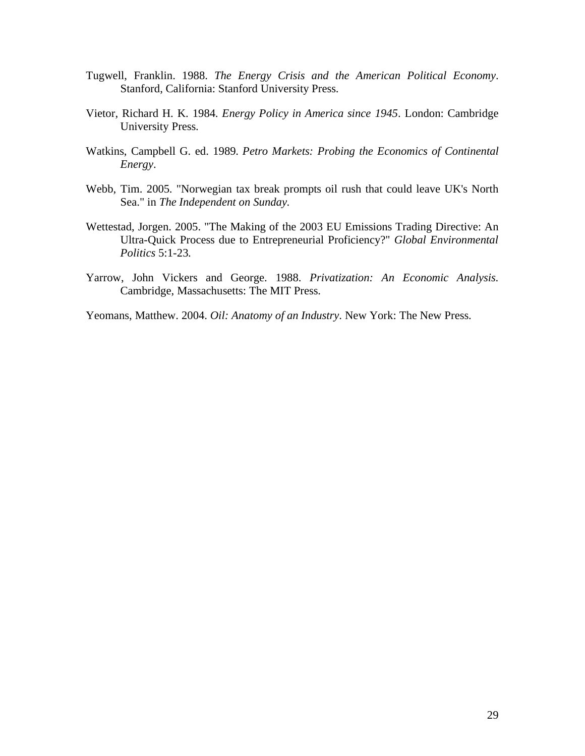Tugwell, Franklin. 1988. *The Energy Crisis and the American Political Economy*. Stanford, California: Stanford University Press.

Vietor, Richard H. K. 1984. *Energy Policy in America since 1945*. London: Cambridge University Press.

Watkins, Campbell G. ed. 1989. *Petro Markets: Probing the Economics of Continental Energy*.

Webb, Tim. 2005. "Norwegian tax break prompts oil rush that could leave UK's North Sea." in *The Independent on Sunday*.

Wettestad, Jorgen. 2005. "The Making of the 2003 EU Emissions Trading Directive: An Ultra-Quick Process due to Entrepreneurial Proficiency?" *Global Environmental Politics* 5:1-23.

Yarrow, John Vickers and George. 1988. *Privatization: An Economic Analysis*. Cambridge, Massachusetts: The MIT Press.

Yeomans, Matthew. 2004. *Oil: Anatomy of an Industry*. New York: The New Press.